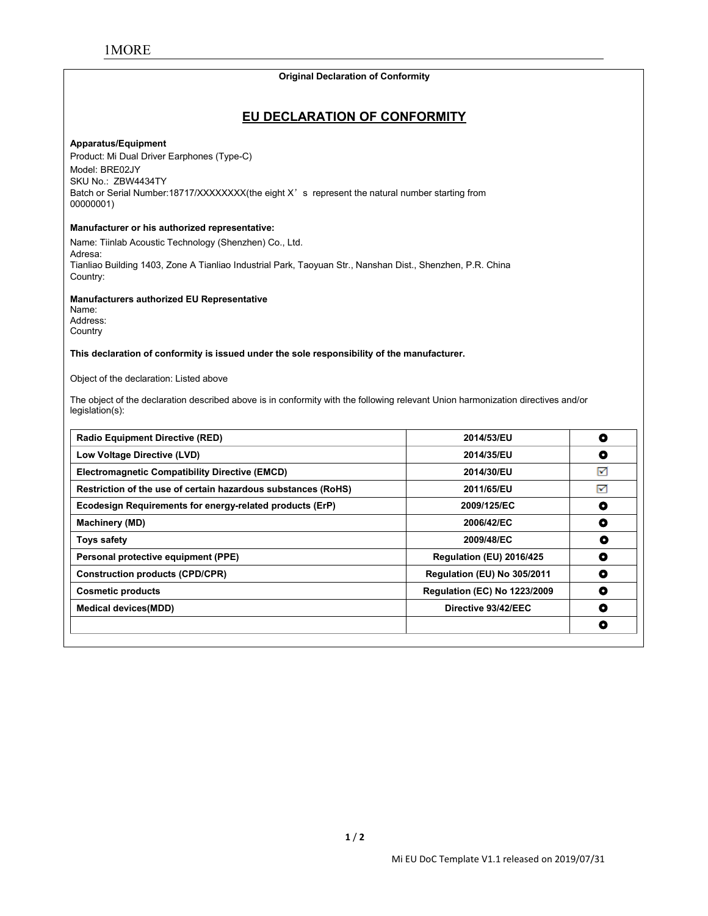1MORE

**Original Declaration of Conformity**

# EU DECLARATION OF CONFORMITY

**Apparatus/Equipment**

Product: Mi Dual Driver Earphones (Type-C)
Model: BRE02JY
SKU No.: ZBW4434TY
Batch or Serial Number:18717/XXXXXXXX(the eight X’s represent the natural number starting from 00000001)

**Manufacturer or his authorized representative:**

Name: Tiinlab Acoustic Technology (Shenzhen) Co., Ltd.
Adresa:
Tianliao Building 1403, Zone A Tianliao Industrial Park, Taoyuan Str., Nanshan Dist., Shenzhen, P.R. China
Country:

**Manufacturers authorized EU Representative**

Name:
Address:
Country

**This declaration of conformity is issued under the sole responsibility of the manufacturer.**

Object of the declaration: Listed above

The object of the declaration described above is in conformity with the following relevant Union harmonization directives and/or legislation(s):

| | | |
|---|---|---|
| **Radio Equipment Directive (RED)** | **2014/53/EU** | ◘ |
| **Low Voltage Directive (LVD)** | **2014/35/EU** | ◘ |
| **Electromagnetic Compatibility Directive (EMCD)** | **2014/30/EU** | ☑ |
| **Restriction of the use of certain hazardous substances (RoHS)** | **2011/65/EU** | ☑ |
| **Ecodesign Requirements for energy-related products (ErP)** | **2009/125/EC** | ◘ |
| **Machinery (MD)** | **2006/42/EC** | ◘ |
| **Toys safety** | **2009/48/EC** | ◘ |
| **Personal protective equipment (PPE)** | **Regulation (EU) 2016/425** | ◘ |
| **Construction products (CPD/CPR)** | **Regulation (EU) No 305/2011** | ◘ |
| **Cosmetic products** | **Regulation (EC) No 1223/2009** | ◘ |
| **Medical devices(MDD)** | **Directive 93/42/EEC** | ◘ |
| | | ◘ |

Mi EU DoC Template V1.1 released on 2019/07/31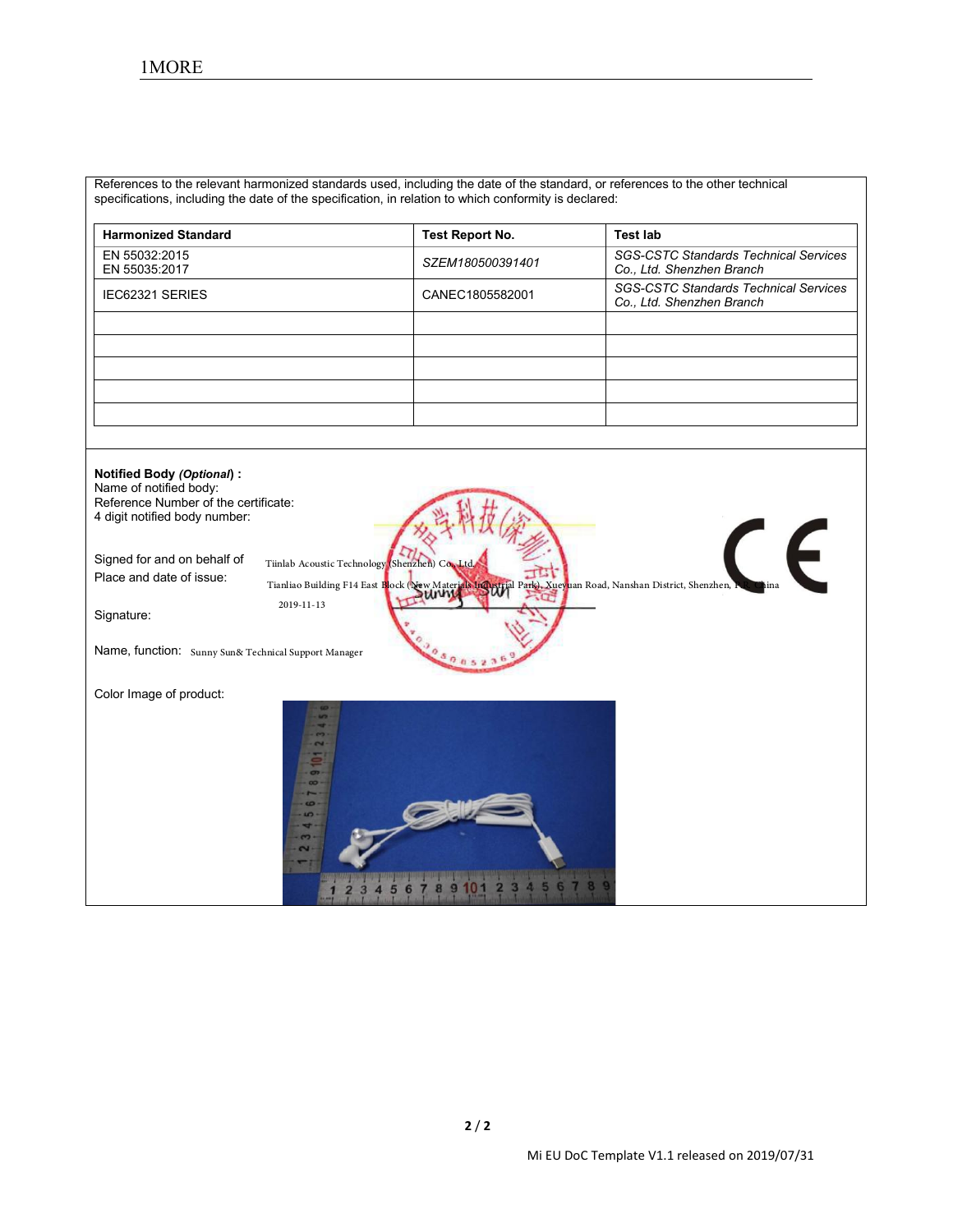References to the relevant harmonized standards used, including the date of the standard, or references to the other technical specifications, including the date of the specification, in relation to which conformity is declared:

| Harmonized Standard | Test Report No. | Test lab |
| --- | --- | --- |
| EN 55032:2015<br>EN 55035:2017 | *SZEM180500391401* | *SGS-CSTC Standards Technical Services Co., Ltd. Shenzhen Branch* |
| IEC62321 SERIES | CANEC1805582001 | *SGS-CSTC Standards Technical Services Co., Ltd. Shenzhen Branch* |
| | | |
| | | |
| | | |
| | | |
| | | |

**Notified Body *(Optional)*) :**
Name of notified body:
Reference Number of the certificate:
4 digit notified body number:

Signed for and on behalf of Tiinlab Acoustic Technology (Shenzhen) Co., Ltd.

Place and date of issue: Tianliao Building F14 East Block (New Materials Industrial Park), Xueyuan Road, Nanshan District, Shenzhen, P.R. China

2019-11-13

Signature:

Name, function: Sunny Sun& Technical Support Manager

Color Image of product:

Mi EU DoC Template V1.1 released on 2019/07/31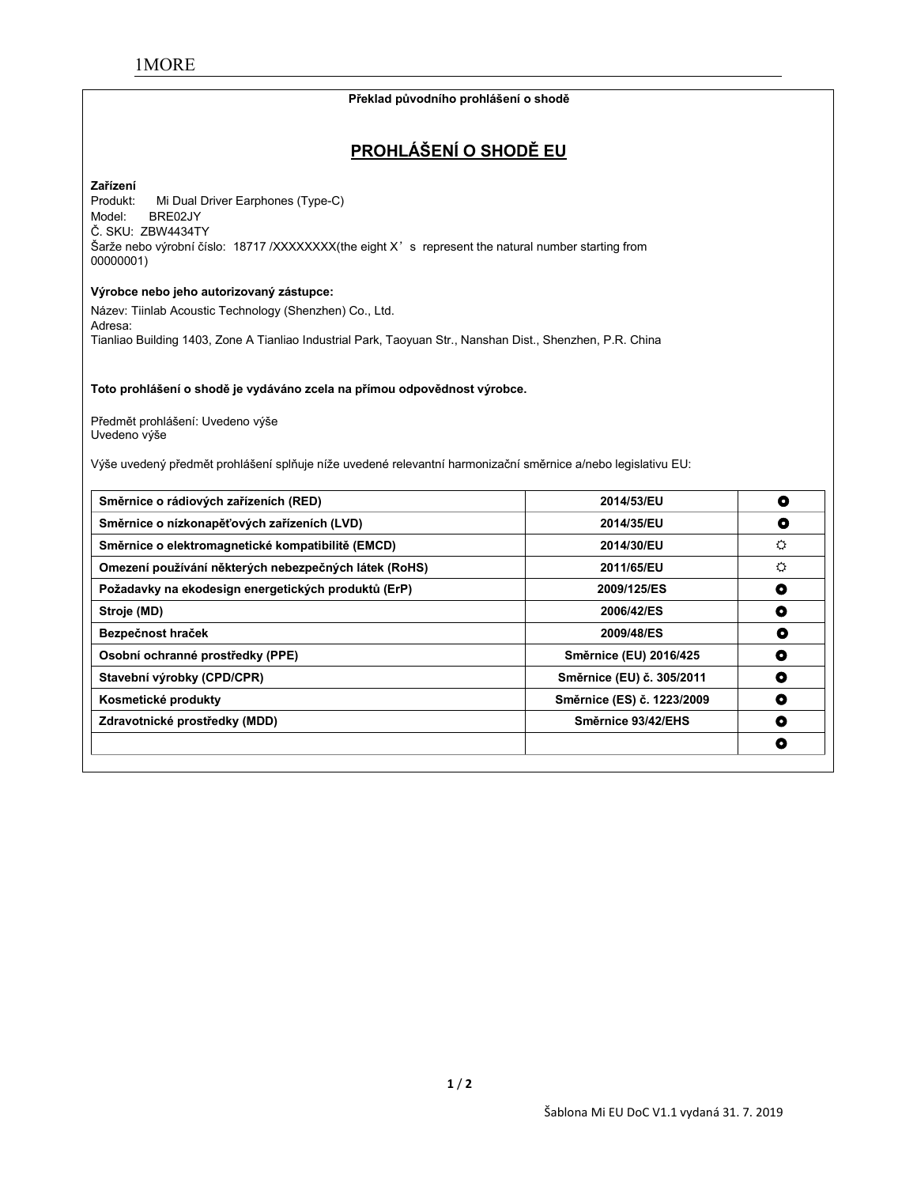**Překlad původního prohlášení o shodě**

# PROHLÁŠENÍ O SHODĚ EU

**Zařízení**

Produkt: Mi Dual Driver Earphones (Type-C)
Model: BRE02JY
Č. SKU: ZBW4434TY
Šarže nebo výrobní číslo: 18717 /XXXXXXXX(the eight X's represent the natural number starting from 00000001)

**Výrobce nebo jeho autorizovaný zástupce:**

Název: Tiinlab Acoustic Technology (Shenzhen) Co., Ltd.
Adresa:
Tianliao Building 1403, Zone A Tianliao Industrial Park, Taoyuan Str., Nanshan Dist., Shenzhen, P.R. China

**Toto prohlášení o shodě je vydáváno zcela na přímou odpovědnost výrobce.**

Předmět prohlášení: Uvedeno výše
Uvedeno výše

Výše uvedený předmět prohlášení splňuje níže uvedené relevantní harmonizační směrnice a/nebo legislativu EU:

| | | |
|---|---|---|
| **Směrnice o rádiových zařízeních (RED)** | **2014/53/EU** | ◘ |
| **Směrnice o nízkonapěťových zařízeních (LVD)** | **2014/35/EU** | ◘ |
| **Směrnice o elektromagnetické kompatibilitě (EMCD)** | **2014/30/EU** | ☼ |
| **Omezení používání některých nebezpečných látek (RoHS)** | **2011/65/EU** | ☼ |
| **Požadavky na ekodesign energetických produktů (ErP)** | **2009/125/ES** | ◘ |
| **Stroje (MD)** | **2006/42/ES** | ◘ |
| **Bezpečnost hraček** | **2009/48/ES** | ◘ |
| **Osobní ochranné prostředky (PPE)** | **Směrnice (EU) 2016/425** | ◘ |
| **Stavební výrobky (CPD/CPR)** | **Směrnice (EU) č. 305/2011** | ◘ |
| **Kosmetické produkty** | **Směrnice (ES) č. 1223/2009** | ◘ |
| **Zdravotnické prostředky (MDD)** | **Směrnice 93/42/EHS** | ◘ |
| | | ◘ |

Šablona Mi EU DoC V1.1 vydaná 31. 7. 2019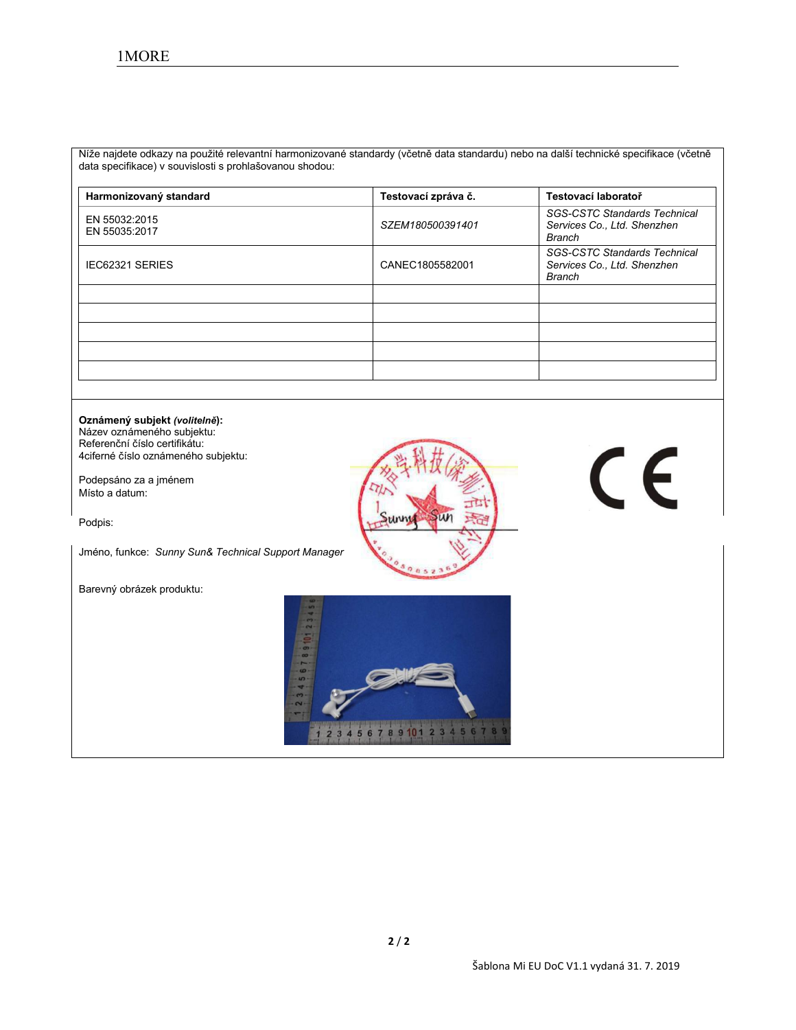Níže najdete odkazy na použité relevantní harmonizované standardy (včetně data standardu) nebo na další technické specifikace (včetně data specifikace) v souvislosti s prohlašovanou shodou:

| Harmonizovaný standard | Testovací zpráva č. | Testovací laboratoř |
|---|---|---|
| EN 55032:2015<br>EN 55035:2017 | *SZEM180500391401* | *SGS-CSTC Standards Technical Services Co., Ltd. Shenzhen Branch* |
| IEC62321 SERIES | CANEC1805582001 | *SGS-CSTC Standards Technical Services Co., Ltd. Shenzhen Branch* |
| | | |
| | | |
| | | |
| | | |
| | | |

**Oznámený subjekt *(volitelně*):**
Název oznámeného subjektu:
Referenční číslo certifikátu:
4ciferné číslo oznámeného subjektu:

Podepsáno za a jménem
Místo a datum:

Podpis:

Jméno, funkce: *Sunny Sun& Technical Support Manager*

Barevný obrázek produktu: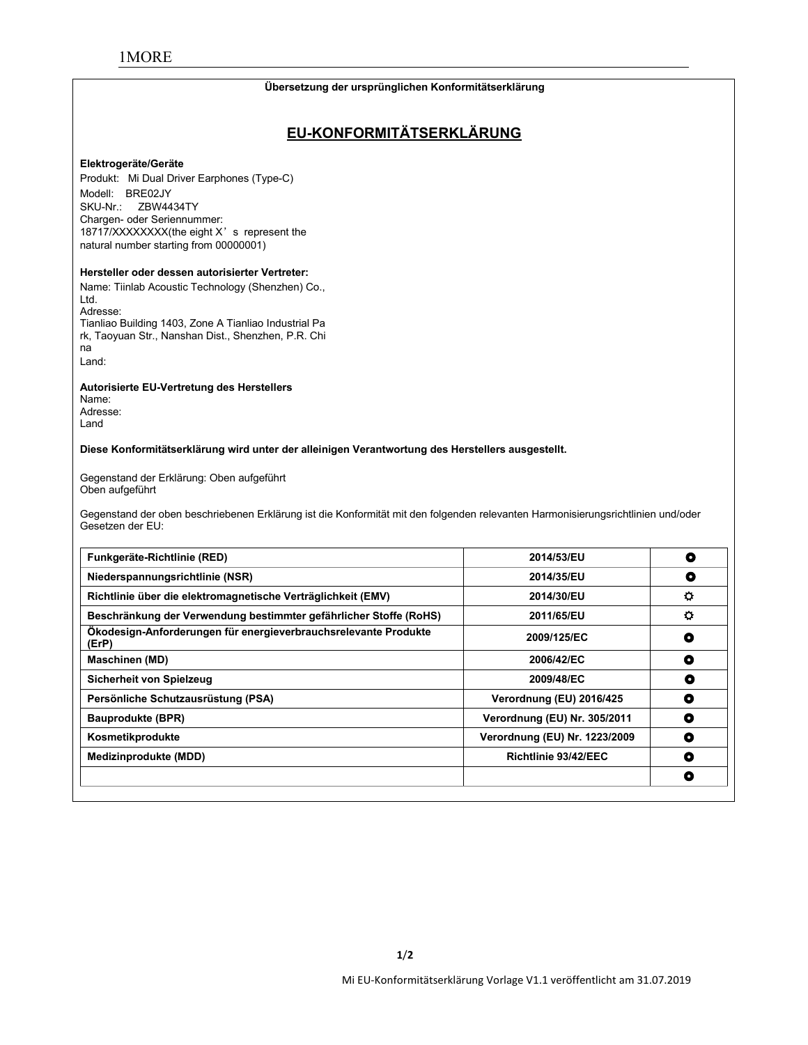1MORE

**Übersetzung der ursprünglichen Konformitätserklärung**

## EU-KONFORMITÄTSERKLÄRUNG

**Elektrogeräte/Geräte**
Produkt: Mi Dual Driver Earphones (Type-C)
Modell: BRE02JY
SKU-Nr.: ZBW4434TY
Chargen- oder Seriennummer:
18717/XXXXXXXX(the eight X’s represent the natural number starting from 00000001)

**Hersteller oder dessen autorisierter Vertreter:**
Name: Tiinlab Acoustic Technology (Shenzhen) Co., Ltd.
Adresse:
Tianliao Building 1403, Zone A Tianliao Industrial Park, Taoyuan Str., Nanshan Dist., Shenzhen, P.R. China
Land:

**Autorisierte EU-Vertretung des Herstellers**
Name:
Adresse:
Land

**Diese Konformitätserklärung wird unter der alleinigen Verantwortung des Herstellers ausgestellt.**

Gegenstand der Erklärung: Oben aufgeführt
Oben aufgeführt

Gegenstand der oben beschriebenen Erklärung ist die Konformität mit den folgenden relevanten Harmonisierungsrichtlinien und/oder Gesetzen der EU:

| | | |
|---|---|---|
| **Funkgeräte-Richtlinie (RED)** | **2014/53/EU** | ◘ |
| **Niederspannungsrichtlinie (NSR)** | **2014/35/EU** | ◘ |
| **Richtlinie über die elektromagnetische Verträglichkeit (EMV)** | **2014/30/EU** | ☼ |
| **Beschränkung der Verwendung bestimmter gefährlicher Stoffe (RoHS)** | **2011/65/EU** | ☼ |
| **Ökodesign-Anforderungen für energieverbrauchsrelevante Produkte (ErP)** | **2009/125/EC** | ◘ |
| **Maschinen (MD)** | **2006/42/EC** | ◘ |
| **Sicherheit von Spielzeug** | **2009/48/EC** | ◘ |
| **Persönliche Schutzausrüstung (PSA)** | **Verordnung (EU) 2016/425** | ◘ |
| **Bauprodukte (BPR)** | **Verordnung (EU) Nr. 305/2011** | ◘ |
| **Kosmetikprodukte** | **Verordnung (EU) Nr. 1223/2009** | ◘ |
| **Medizinprodukte (MDD)** | **Richtlinie 93/42/EEC** | ◘ |
| | | ◘ |

Mi EU-Konformitätserklärung Vorlage V1.1 veröffentlicht am 31.07.2019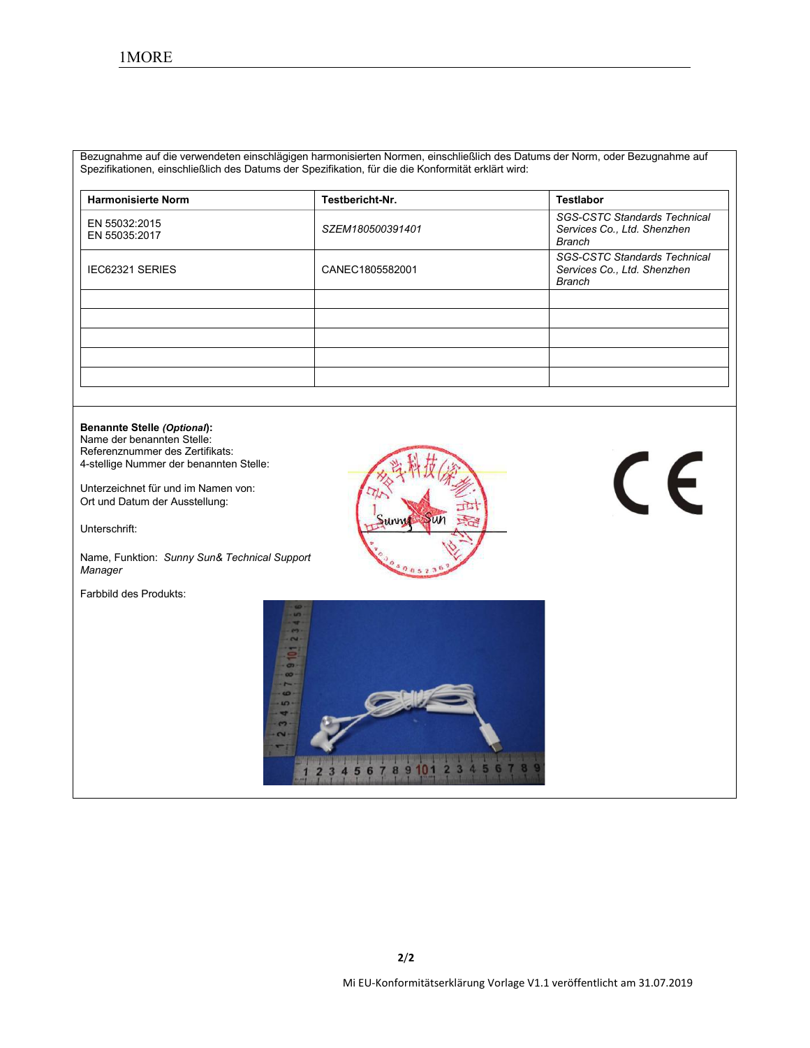Bezugnahme auf die verwendeten einschlägigen harmonisierten Normen, einschließlich des Datums der Norm, oder Bezugnahme auf Spezifikationen, einschließlich des Datums der Spezifikation, für die die Konformität erklärt wird:

| Harmonisierte Norm | Testbericht-Nr. | Testlabor |
|---|---|---|
| EN 55032:2015<br>EN 55035:2017 | *SZEM180500391401* | *SGS-CSTC Standards Technical Services Co., Ltd. Shenzhen Branch* |
| IEC62321 SERIES | CANEC1805582001 | *SGS-CSTC Standards Technical Services Co., Ltd. Shenzhen Branch* |
| | | |
| | | |
| | | |
| | | |
| | | |

**Benannte Stelle *(Optional)*:**
Name der benannten Stelle:
Referenznummer des Zertifikats:
4-stellige Nummer der benannten Stelle:

Unterzeichnet für und im Namen von:
Ort und Datum der Ausstellung:

Unterschrift:

Name, Funktion: *Sunny Sun& Technical Support Manager*

Farbbild des Produkts:

Mi EU-Konformitätserklärung Vorlage V1.1 veröffentlicht am 31.07.2019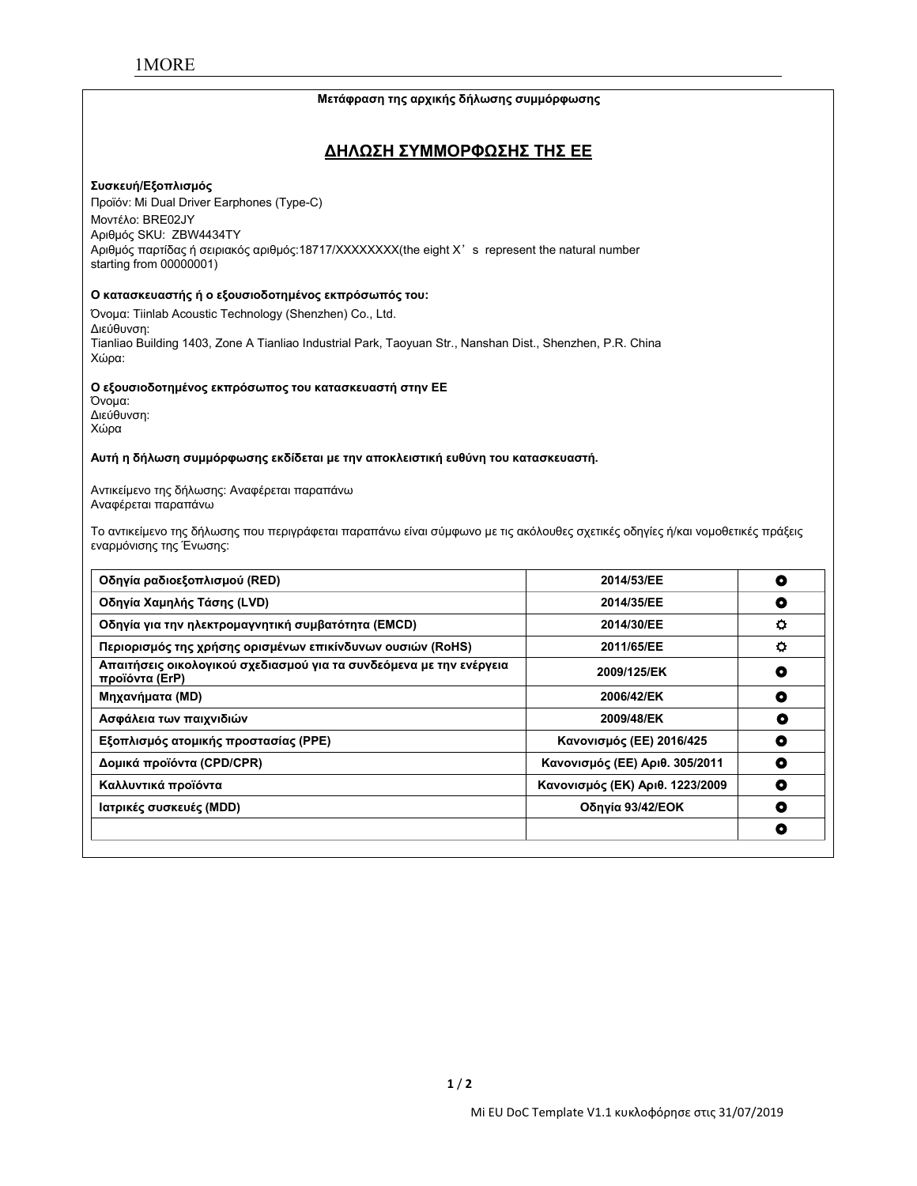Μετάφραση της αρχικής δήλωσης συμμόρφωσης

## ΔΗΛΩΣΗ ΣΥΜΜΟΡΦΩΣΗΣ ΤΗΣ ΕΕ

**Συσκευή/Εξοπλισμός**

Προϊόν: Mi Dual Driver Earphones (Type-C)
Μοντέλο: BRE02JY
Αριθμός SKU: ZBW4434TY
Αριθμός παρτίδας ή σειριακός αριθμός:18717/XXXXXXXX(the eight X’s represent the natural number starting from 00000001)

**Ο κατασκευαστής ή ο εξουσιοδοτημένος εκπρόσωπός του:**

Όνομα: Tiinlab Acoustic Technology (Shenzhen) Co., Ltd.
Διεύθυνση:
Tianliao Building 1403, Zone A Tianliao Industrial Park, Taoyuan Str., Nanshan Dist., Shenzhen, P.R. China
Χώρα:

**Ο εξουσιοδοτημένος εκπρόσωπος του κατασκευαστή στην ΕΕ**

Όνομα:
Διεύθυνση:
Χώρα

**Αυτή η δήλωση συμμόρφωσης εκδίδεται με την αποκλειστική ευθύνη του κατασκευαστή.**

Αντικείμενο της δήλωσης: Αναφέρεται παραπάνω
Αναφέρεται παραπάνω

Το αντικείμενο της δήλωσης που περιγράφεται παραπάνω είναι σύμφωνο με τις ακόλουθες σχετικές οδηγίες ή/και νομοθετικές πράξεις εναρμόνισης της Ένωσης:

| Οδηγία ραδιοεξοπλισμού (RED) | 2014/53/ΕΕ | ● |
|---|---|---|
| Οδηγία Χαμηλής Τάσης (LVD) | 2014/35/ΕΕ | ● |
| Οδηγία για την ηλεκτρομαγνητική συμβατότητα (EMCD) | 2014/30/ΕΕ | ☼ |
| Περιορισμός της χρήσης ορισμένων επικίνδυνων ουσιών (RoHS) | 2011/65/ΕΕ | ☼ |
| Απαιτήσεις οικολογικού σχεδιασμού για τα συνδεόμενα με την ενέργεια προϊόντα (ErP) | 2009/125/ΕΚ | ● |
| Μηχανήματα (MD) | 2006/42/ΕΚ | ● |
| Ασφάλεια των παιχνιδιών | 2009/48/ΕΚ | ● |
| Εξοπλισμός ατομικής προστασίας (PPE) | Κανονισμός (ΕΕ) 2016/425 | ● |
| Δομικά προϊόντα (CPD/CPR) | Κανονισμός (ΕΕ) Αριθ. 305/2011 | ● |
| Καλλυντικά προϊόντα | Κανονισμός (ΕΚ) Αριθ. 1223/2009 | ● |
| Ιατρικές συσκευές (MDD) | Οδηγία 93/42/ΕΟΚ | ● |
| | | ● |

Mi EU DoC Template V1.1 κυκλοφόρησε στις 31/07/2019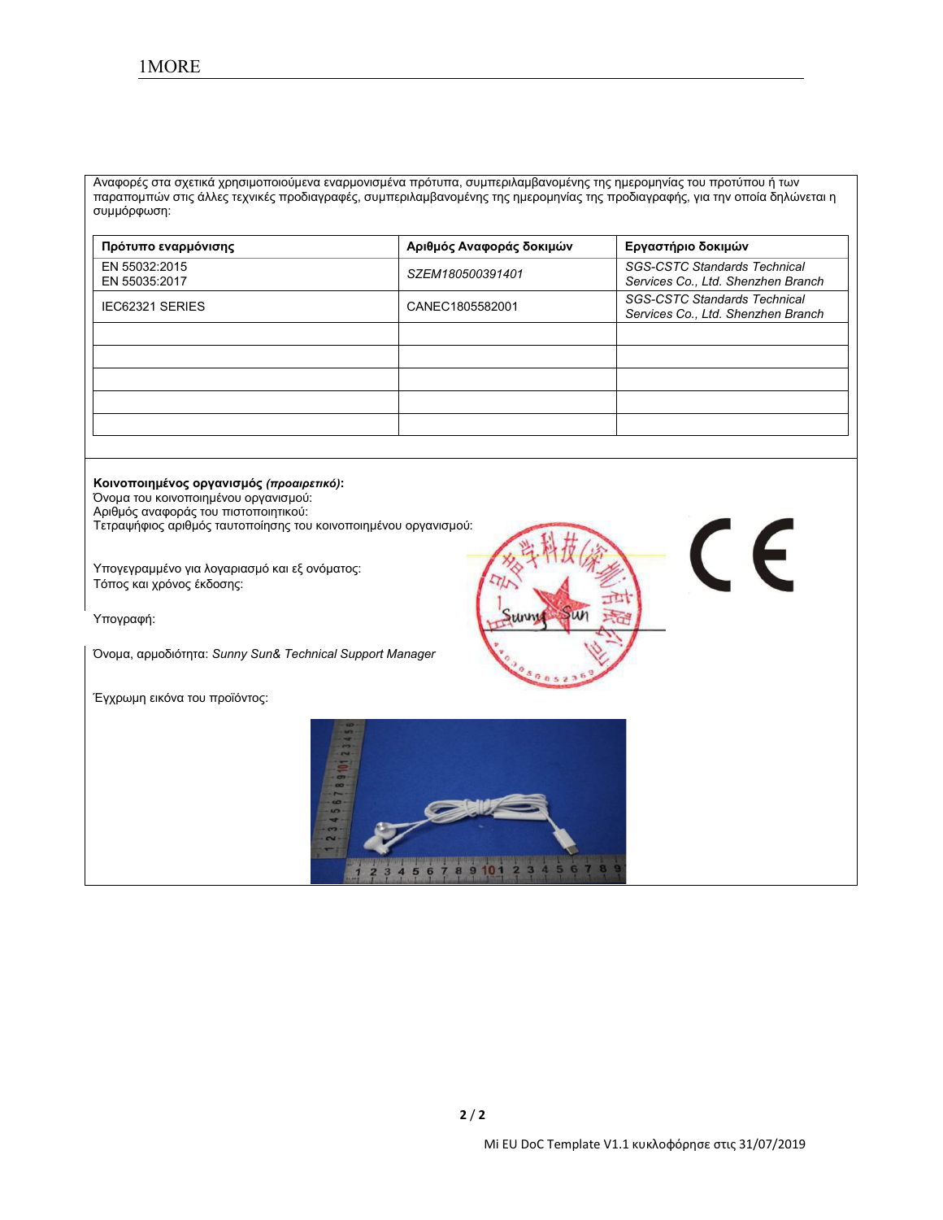Αναφορές στα σχετικά χρησιμοποιούμενα εναρμονισμένα πρότυπα, συμπεριλαμβανομένης της ημερομηνίας του προτύπου ή των παραπομπών στις άλλες τεχνικές προδιαγραφές, συμπεριλαμβανομένης της ημερομηνίας της προδιαγραφής, για την οποία δηλώνεται η συμμόρφωση:

| Πρότυπο εναρμόνισης | Αριθμός Αναφοράς δοκιμών | Εργαστήριο δοκιμών |
|---|---|---|
| EN 55032:2015<br>EN 55035:2017 | *SZEM180500391401* | *SGS-CSTC Standards Technical Services Co., Ltd. Shenzhen Branch* |
| IEC62321 SERIES | CANEC1805582001 | *SGS-CSTC Standards Technical Services Co., Ltd. Shenzhen Branch* |
| | | |
| | | |
| | | |
| | | |
| | | |

**Κοινοποιημένος οργανισμός *(προαιρετικό)*:**
Όνομα του κοινοποιημένου οργανισμού:
Αριθμός αναφοράς του πιστοποιητικού:
Τετραψήφιος αριθμός ταυτοποίησης του κοινοποιημένου οργανισμού:

Υπογεγραμμένο για λογαριασμό και εξ ονόματος:
Τόπος και χρόνος έκδοσης:

Υπογραφή:

Όνομα, αρμοδιότητα: *Sunny Sun& Technical Support Manager*

Έγχρωμη εικόνα του προϊόντος:

Mi EU DoC Template V1.1 κυκλοφόρησε στις 31/07/2019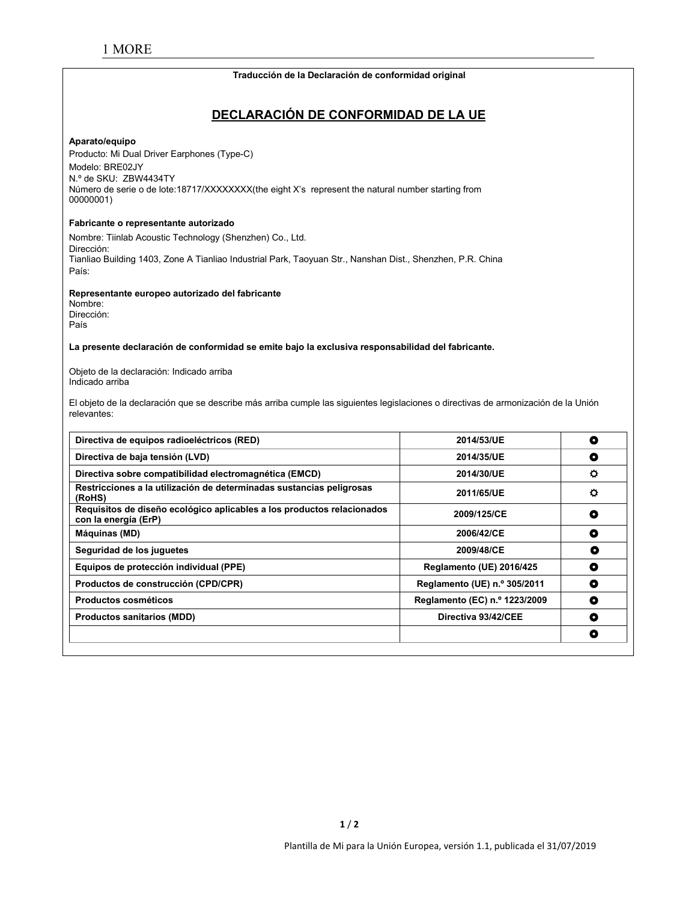Traducción de la Declaración de conformidad original

## DECLARACIÓN DE CONFORMIDAD DE LA UE

**Aparato/equipo**

Producto: Mi Dual Driver Earphones (Type-C)
Modelo: BRE02JY
N.º de SKU: ZBW4434TY
Número de serie o de lote:18717/XXXXXXXX(the eight X's represent the natural number starting from 00000001)

**Fabricante o representante autorizado**

Nombre: Tiinlab Acoustic Technology (Shenzhen) Co., Ltd.
Dirección:
Tianliao Building 1403, Zone A Tianliao Industrial Park, Taoyuan Str., Nanshan Dist., Shenzhen, P.R. China
País:

**Representante europeo autorizado del fabricante**
Nombre:
Dirección:
País

**La presente declaración de conformidad se emite bajo la exclusiva responsabilidad del fabricante.**

Objeto de la declaración: Indicado arriba
Indicado arriba

El objeto de la declaración que se describe más arriba cumple las siguientes legislaciones o directivas de armonización de la Unión relevantes:

| | | |
|---|---|---|
| **Directiva de equipos radioeléctricos (RED)** | **2014/53/UE** | ◘ |
| **Directiva de baja tensión (LVD)** | **2014/35/UE** | ◘ |
| **Directiva sobre compatibilidad electromagnética (EMCD)** | **2014/30/UE** | ☼ |
| **Restricciones a la utilización de determinadas sustancias peligrosas (RoHS)** | **2011/65/UE** | ☼ |
| **Requisitos de diseño ecológico aplicables a los productos relacionados con la energía (ErP)** | **2009/125/CE** | ◘ |
| **Máquinas (MD)** | **2006/42/CE** | ◘ |
| **Seguridad de los juguetes** | **2009/48/CE** | ◘ |
| **Equipos de protección individual (PPE)** | **Reglamento (UE) 2016/425** | ◘ |
| **Productos de construcción (CPD/CPR)** | **Reglamento (UE) n.º 305/2011** | ◘ |
| **Productos cosméticos** | **Reglamento (EC) n.º 1223/2009** | ◘ |
| **Productos sanitarios (MDD)** | **Directiva 93/42/CEE** | ◘ |
| | | ◘ |

Plantilla de Mi para la Unión Europea, versión 1.1, publicada el 31/07/2019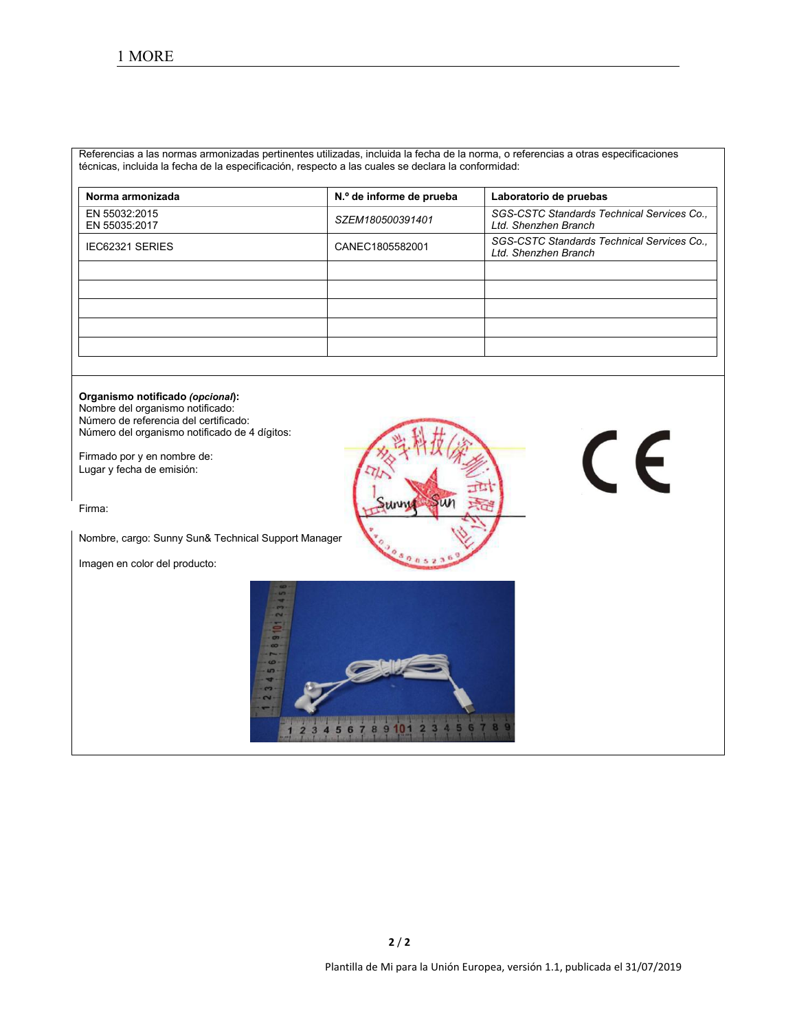Referencias a las normas armonizadas pertinentes utilizadas, incluida la fecha de la norma, o referencias a otras especificaciones técnicas, incluida la fecha de la especificación, respecto a las cuales se declara la conformidad:

| Norma armonizada | N.º de informe de prueba | Laboratorio de pruebas |
|---|---|---|
| EN 55032:2015<br>EN 55035:2017 | *SZEM180500391401* | *SGS-CSTC Standards Technical Services Co., Ltd. Shenzhen Branch* |
| IEC62321 SERIES | CANEC1805582001 | *SGS-CSTC Standards Technical Services Co., Ltd. Shenzhen Branch* |
| | | |
| | | |
| | | |
| | | |
| | | |

**Organismo notificado *(opcional)*:**
Nombre del organismo notificado:
Número de referencia del certificado:
Número del organismo notificado de 4 dígitos:

Firmado por y en nombre de:
Lugar y fecha de emisión:

Firma:

Nombre, cargo: Sunny Sun& Technical Support Manager

Imagen en color del producto:

Plantilla de Mi para la Unión Europea, versión 1.1, publicada el 31/07/2019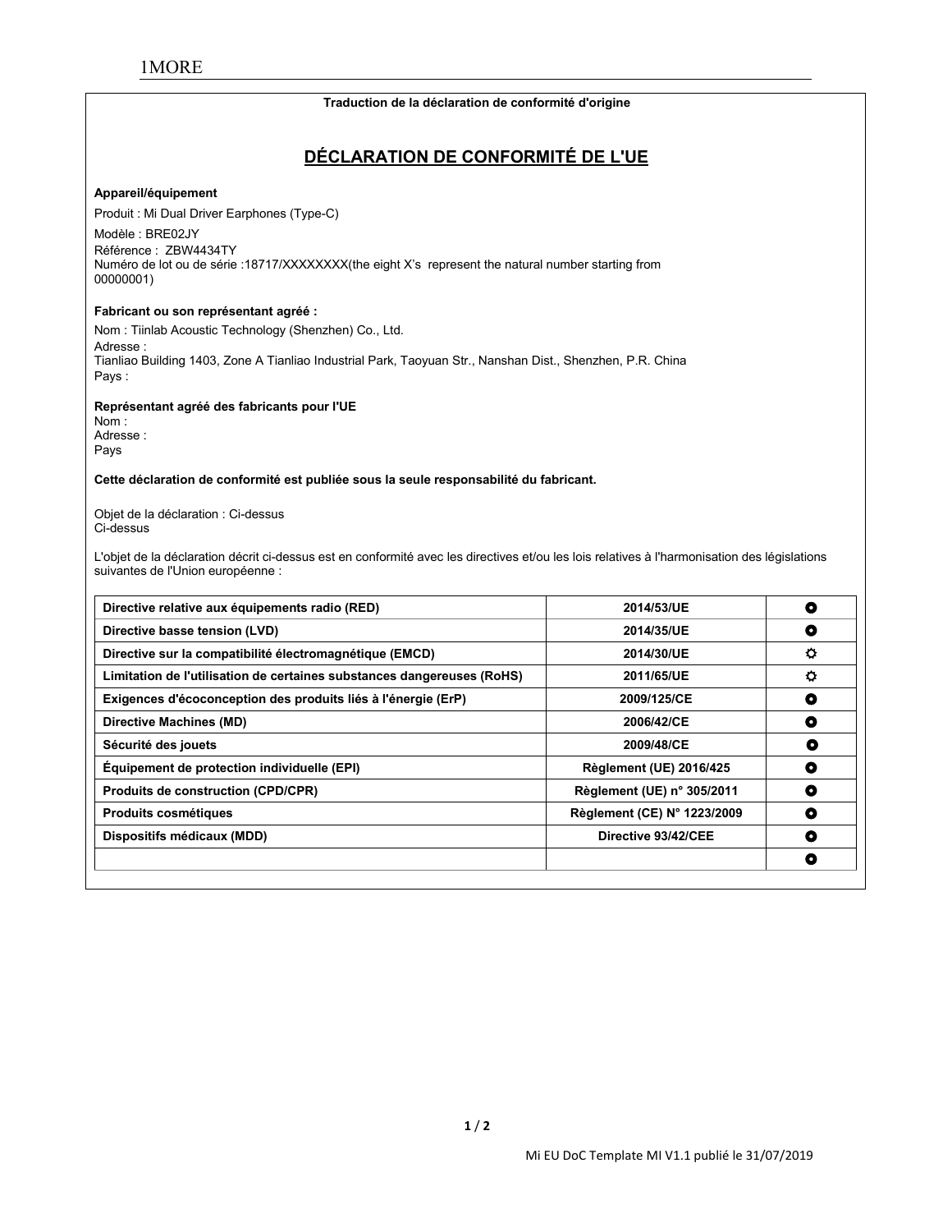1MORE

**Traduction de la déclaration de conformité d'origine**

## DÉCLARATION DE CONFORMITÉ DE L'UE

**Appareil/équipement**

Produit : Mi Dual Driver Earphones (Type-C)

Modèle : BRE02JY

Référence : ZBW4434TY

Numéro de lot ou de série :18717/XXXXXXXX(the eight X's represent the natural number starting from 00000001)

**Fabricant ou son représentant agréé :**

Nom : Tiinlab Acoustic Technology (Shenzhen) Co., Ltd.

Adresse :

Tianliao Building 1403, Zone A Tianliao Industrial Park, Taoyuan Str., Nanshan Dist., Shenzhen, P.R. China

Pays :

**Représentant agréé des fabricants pour l'UE**

Nom :

Adresse :

Pays

**Cette déclaration de conformité est publiée sous la seule responsabilité du fabricant.**

Objet de la déclaration : Ci-dessus

Ci-dessus

L'objet de la déclaration décrit ci-dessus est en conformité avec les directives et/ou les lois relatives à l'harmonisation des législations suivantes de l'Union européenne :

| Directive | Référence | |
|---|---|---|
| **Directive relative aux équipements radio (RED)** | **2014/53/UE** | ◘ |
| **Directive basse tension (LVD)** | **2014/35/UE** | ◘ |
| **Directive sur la compatibilité électromagnétique (EMCD)** | **2014/30/UE** | ☼ |
| **Limitation de l'utilisation de certaines substances dangereuses (RoHS)** | **2011/65/UE** | ☼ |
| **Exigences d'écoconception des produits liés à l'énergie (ErP)** | **2009/125/CE** | ◘ |
| **Directive Machines (MD)** | **2006/42/CE** | ◘ |
| **Sécurité des jouets** | **2009/48/CE** | ◘ |
| **Équipement de protection individuelle (EPI)** | **Règlement (UE) 2016/425** | ◘ |
| **Produits de construction (CPD/CPR)** | **Règlement (UE) n° 305/2011** | ◘ |
| **Produits cosmétiques** | **Règlement (CE) N° 1223/2009** | ◘ |
| **Dispositifs médicaux (MDD)** | **Directive 93/42/CEE** | ◘ |
| | | ◘ |

Mi EU DoC Template MI V1.1 publié le 31/07/2019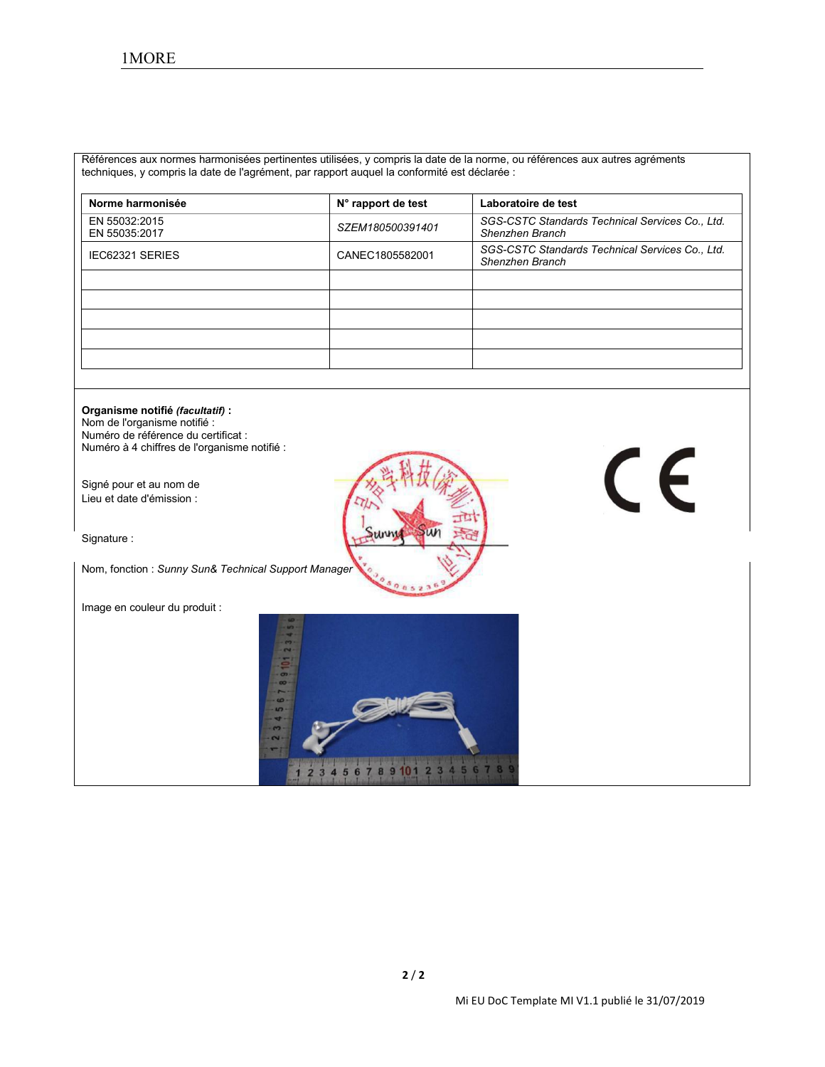Références aux normes harmonisées pertinentes utilisées, y compris la date de la norme, ou références aux autres agréments techniques, y compris la date de l'agrément, par rapport auquel la conformité est déclarée :

| Norme harmonisée | N° rapport de test | Laboratoire de test |
|---|---|---|
| EN 55032:2015<br>EN 55035:2017 | *SZEM180500391401* | *SGS-CSTC Standards Technical Services Co., Ltd. Shenzhen Branch* |
| IEC62321 SERIES | CANEC1805582001 | *SGS-CSTC Standards Technical Services Co., Ltd. Shenzhen Branch* |
| | | |
| | | |
| | | |
| | | |
| | | |

**Organisme notifié *(facultatif)* :**
Nom de l'organisme notifié :
Numéro de référence du certificat :
Numéro à 4 chiffres de l'organisme notifié :

Signé pour et au nom de
Lieu et date d'émission :

Signature :

Nom, fonction : *Sunny Sun& Technical Support Manager*

Image en couleur du produit :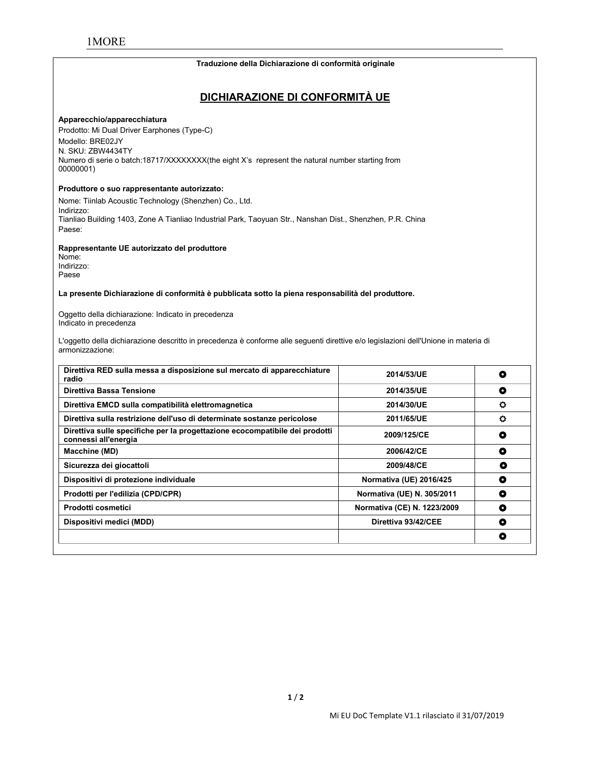1MORE

**Traduzione della Dichiarazione di conformità originale**

# DICHIARAZIONE DI CONFORMITÀ UE

**Apparecchio/apparecchiatura**

Prodotto: Mi Dual Driver Earphones (Type-C)
Modello: BRE02JY
N. SKU: ZBW4434TY
Numero di serie o batch:18717/XXXXXXXX(the eight X's represent the natural number starting from 00000001)

**Produttore o suo rappresentante autorizzato:**

Nome: Tiinlab Acoustic Technology (Shenzhen) Co., Ltd.
Indirizzo:
Tianliao Building 1403, Zone A Tianliao Industrial Park, Taoyuan Str., Nanshan Dist., Shenzhen, P.R. China
Paese:

**Rappresentante UE autorizzato del produttore**

Nome:
Indirizzo:
Paese

**La presente Dichiarazione di conformità è pubblicata sotto la piena responsabilità del produttore.**

Oggetto della dichiarazione: Indicato in precedenza
Indicato in precedenza

L'oggetto della dichiarazione descritto in precedenza è conforme alle seguenti direttive e/o legislazioni dell'Unione in materia di armonizzazione:

| | | |
|---|---|---|
| **Direttiva RED sulla messa a disposizione sul mercato di apparecchiature radio** | **2014/53/UE** | ⚫ |
| **Direttiva Bassa Tensione** | **2014/35/UE** | ⚫ |
| **Direttiva EMCD sulla compatibilità elettromagnetica** | **2014/30/UE** | ☼ |
| **Direttiva sulla restrizione dell'uso di determinate sostanze pericolose** | **2011/65/UE** | ☼ |
| **Direttiva sulle specifiche per la progettazione ecocompatibile dei prodotti connessi all'energia** | **2009/125/CE** | ⚫ |
| **Macchine (MD)** | **2006/42/CE** | ⚫ |
| **Sicurezza dei giocattoli** | **2009/48/CE** | ⚫ |
| **Dispositivi di protezione individuale** | **Normativa (UE) 2016/425** | ⚫ |
| **Prodotti per l'edilizia (CPD/CPR)** | **Normativa (UE) N. 305/2011** | ⚫ |
| **Prodotti cosmetici** | **Normativa (CE) N. 1223/2009** | ⚫ |
| **Dispositivi medici (MDD)** | **Direttiva 93/42/CEE** | ⚫ |
| | | ⚫ |

Mi EU DoC Template V1.1 rilasciato il 31/07/2019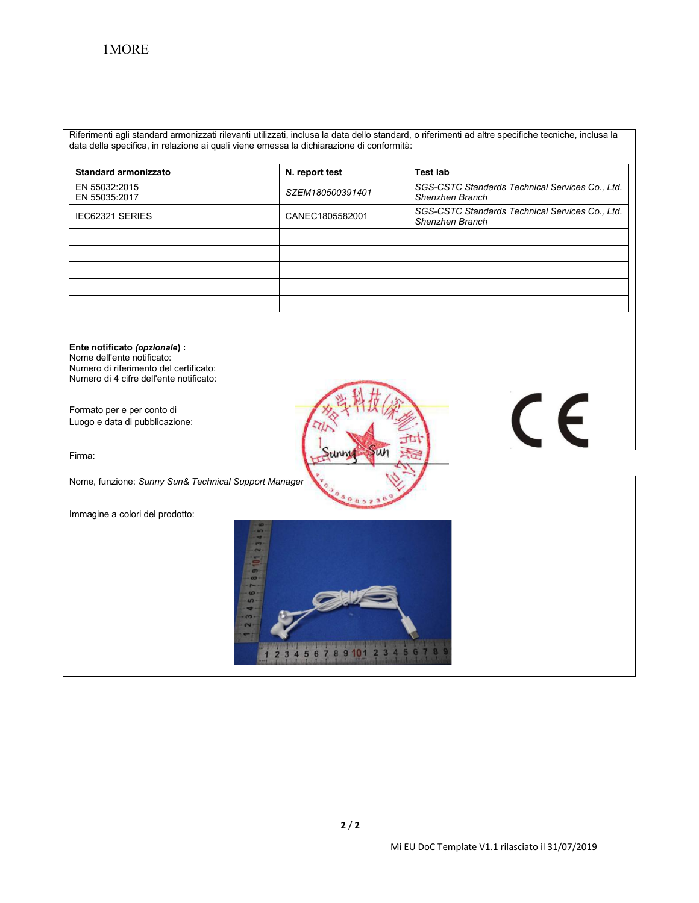Riferimenti agli standard armonizzati rilevanti utilizzati, inclusa la data dello standard, o riferimenti ad altre specifiche tecniche, inclusa la data della specifica, in relazione ai quali viene emessa la dichiarazione di conformità:

| Standard armonizzato | N. report test | Test lab |
| --- | --- | --- |
| EN 55032:2015<br>EN 55035:2017 | *SZEM180500391401* | *SGS-CSTC Standards Technical Services Co., Ltd. Shenzhen Branch* |
| IEC62321 SERIES | CANEC1805582001 | *SGS-CSTC Standards Technical Services Co., Ltd. Shenzhen Branch* |
| | | |
| | | |
| | | |
| | | |
| | | |

**Ente notificato *(opzionale*) :**
Nome dell'ente notificato:
Numero di riferimento del certificato:
Numero di 4 cifre dell'ente notificato:

Formato per e per conto di
Luogo e data di pubblicazione:

Firma:

Nome, funzione: *Sunny Sun& Technical Support Manager*

Immagine a colori del prodotto: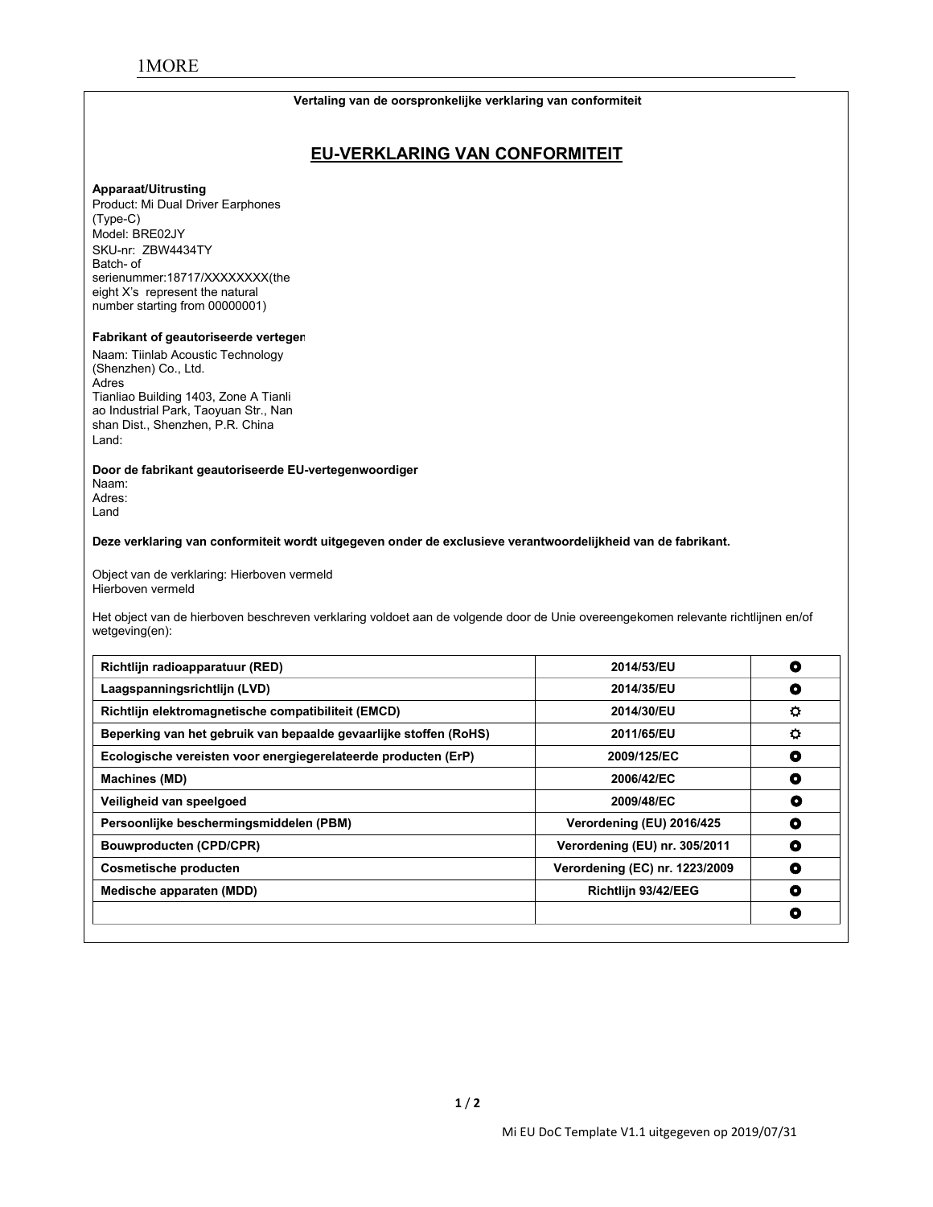Vertaling van de oorspronkelijke verklaring van conformiteit

## EU-VERKLARING VAN CONFORMITEIT

**Apparaat/Uitrusting**

Product: Mi Dual Driver Earphones (Type-C)
Model: BRE02JY
SKU-nr: ZBW4434TY
Batch- of serienummer:18717/XXXXXXXX(the eight X's represent the natural number starting from 00000001)

**Fabrikant of geautoriseerde vertegen**

Naam: Tiinlab Acoustic Technology (Shenzhen) Co., Ltd.
Adres
Tianliao Building 1403, Zone A Tianliao Industrial Park, Taoyuan Str., Nanshan Dist., Shenzhen, P.R. China
Land:

**Door de fabrikant geautoriseerde EU-vertegenwoordiger**

Naam:
Adres:
Land

**Deze verklaring van conformiteit wordt uitgegeven onder de exclusieve verantwoordelijkheid van de fabrikant.**

Object van de verklaring: Hierboven vermeld
Hierboven vermeld

Het object van de hierboven beschreven verklaring voldoet aan de volgende door de Unie overeengekomen relevante richtlijnen en/of wetgeving(en):

| | | |
|---|---|---|
| **Richtlijn radioapparatuur (RED)** | **2014/53/EU** | ⭘ |
| **Laagspanningsrichtlijn (LVD)** | **2014/35/EU** | ⭘ |
| **Richtlijn elektromagnetische compatibiliteit (EMCD)** | **2014/30/EU** | ☼ |
| **Beperking van het gebruik van bepaalde gevaarlijke stoffen (RoHS)** | **2011/65/EU** | ☼ |
| **Ecologische vereisten voor energiegerelateerde producten (ErP)** | **2009/125/EC** | ⭘ |
| **Machines (MD)** | **2006/42/EC** | ⭘ |
| **Veiligheid van speelgoed** | **2009/48/EC** | ⭘ |
| **Persoonlijke beschermingsmiddelen (PBM)** | **Verordening (EU) 2016/425** | ⭘ |
| **Bouwproducten (CPD/CPR)** | **Verordening (EU) nr. 305/2011** | ⭘ |
| **Cosmetische producten** | **Verordening (EC) nr. 1223/2009** | ⭘ |
| **Medische apparaten (MDD)** | **Richtlijn 93/42/EEG** | ⭘ |
| | | ⭘ |

Mi EU DoC Template V1.1 uitgegeven op 2019/07/31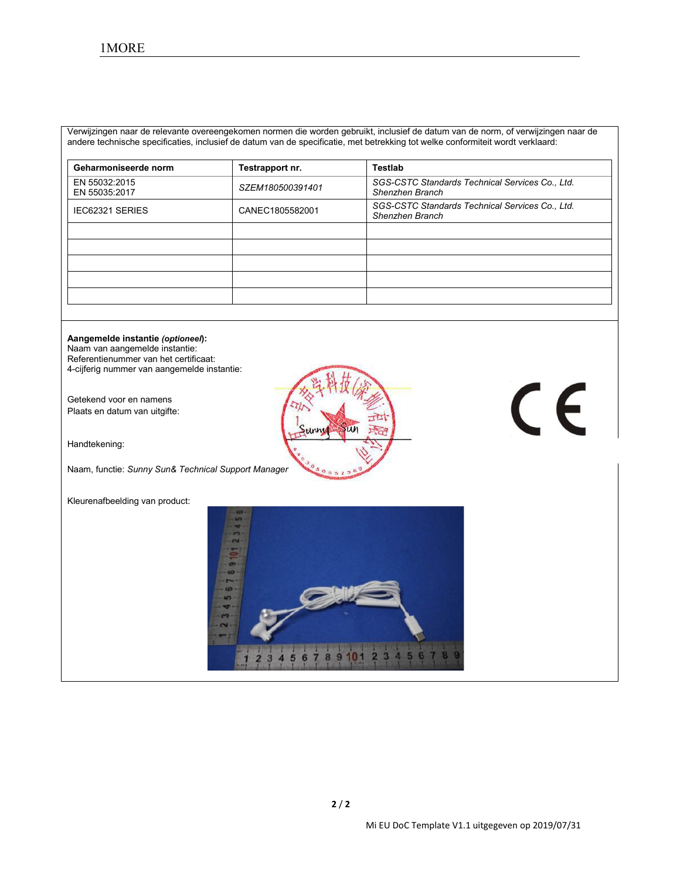Verwijzingen naar de relevante overeengekomen normen die worden gebruikt, inclusief de datum van de norm, of verwijzingen naar de andere technische specificaties, inclusief de datum van de specificatie, met betrekking tot welke conformiteit wordt verklaard:

| Geharmoniseerde norm | Testrapport nr. | Testlab |
|---|---|---|
| EN 55032:2015<br>EN 55035:2017 | *SZEM180500391401* | *SGS-CSTC Standards Technical Services Co., Ltd. Shenzhen Branch* |
| IEC62321 SERIES | CANEC1805582001 | *SGS-CSTC Standards Technical Services Co., Ltd. Shenzhen Branch* |
| | | |
| | | |
| | | |
| | | |
| | | |

**Aangemelde instantie *(optioneel)*:**
Naam van aangemelde instantie:
Referentienummer van het certificaat:
4-cijferig nummer van aangemelde instantie:

Getekend voor en namens
Plaats en datum van uitgifte:

Handtekening:

Naam, functie: *Sunny Sun& Technical Support Manager*

Kleurenafbeelding van product:

Mi EU DoC Template V1.1 uitgegeven op 2019/07/31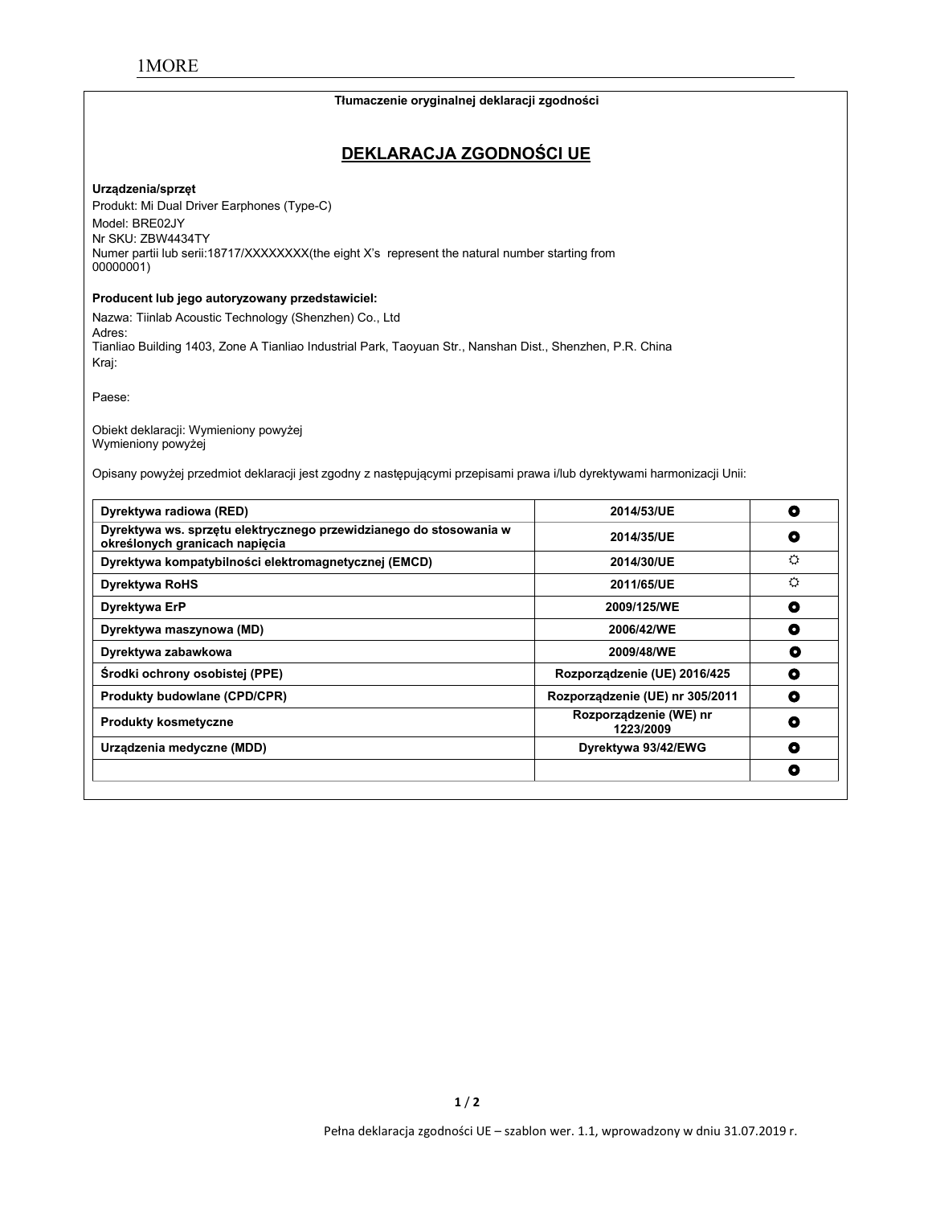1MORE

**Tłumaczenie oryginalnej deklaracji zgodności**

## DEKLARACJA ZGODNOŚCI UE

**Urządzenia/sprzęt**

Produkt: Mi Dual Driver Earphones (Type-C)
Model: BRE02JY
Nr SKU: ZBW4434TY
Numer partii lub serii:18717/XXXXXXXX(the eight X's represent the natural number starting from 00000001)

**Producent lub jego autoryzowany przedstawiciel:**

Nazwa: Tiinlab Acoustic Technology (Shenzhen) Co., Ltd
Adres:
Tianliao Building 1403, Zone A Tianliao Industrial Park, Taoyuan Str., Nanshan Dist., Shenzhen, P.R. China
Kraj:

Paese:

Obiekt deklaracji: Wymieniony powyżej
Wymieniony powyżej

Opisany powyżej przedmiot deklaracji jest zgodny z następującymi przepisami prawa i/lub dyrektywami harmonizacji Unii:

| | | |
|---|---|---|
| **Dyrektywa radiowa (RED)** | **2014/53/UE** | ◘ |
| **Dyrektywa ws. sprzętu elektrycznego przewidzianego do stosowania w określonych granicach napięcia** | **2014/35/UE** | ◘ |
| **Dyrektywa kompatybilności elektromagnetycznej (EMCD)** | **2014/30/UE** | ☼ |
| **Dyrektywa RoHS** | **2011/65/UE** | ☼ |
| **Dyrektywa ErP** | **2009/125/WE** | ◘ |
| **Dyrektywa maszynowa (MD)** | **2006/42/WE** | ◘ |
| **Dyrektywa zabawkowa** | **2009/48/WE** | ◘ |
| **Środki ochrony osobistej (PPE)** | **Rozporządzenie (UE) 2016/425** | ◘ |
| **Produkty budowlane (CPD/CPR)** | **Rozporządzenie (UE) nr 305/2011** | ◘ |
| **Produkty kosmetyczne** | **Rozporządzenie (WE) nr 1223/2009** | ◘ |
| **Urządzenia medyczne (MDD)** | **Dyrektywa 93/42/EWG** | ◘ |
| | | ◘ |

Pełna deklaracja zgodności UE – szablon wer. 1.1, wprowadzony w dniu 31.07.2019 r.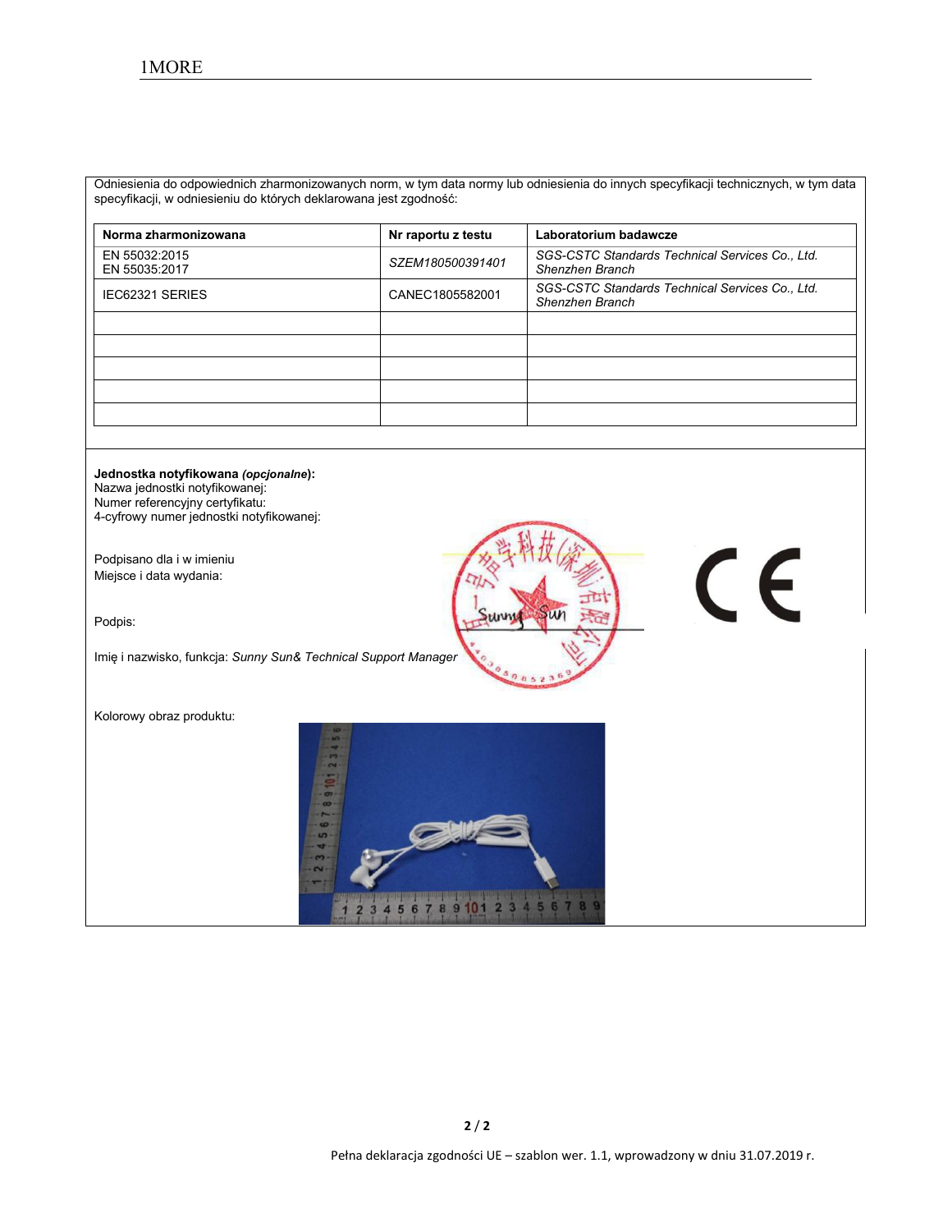Odniesienia do odpowiednich zharmonizowanych norm, w tym data normy lub odniesienia do innych specyfikacji technicznych, w tym data specyfikacji, w odniesieniu do których deklarowana jest zgodność:

| Norma zharmonizowana | Nr raportu z testu | Laboratorium badawcze |
|---|---|---|
| EN 55032:2015<br>EN 55035:2017 | *SZEM180500391401* | *SGS-CSTC Standards Technical Services Co., Ltd. Shenzhen Branch* |
| IEC62321 SERIES | CANEC1805582001 | *SGS-CSTC Standards Technical Services Co., Ltd. Shenzhen Branch* |
| | | |
| | | |
| | | |
| | | |
| | | |

**Jednostka notyfikowana *(opcjonalne)*:**
Nazwa jednostki notyfikowanej:
Numer referencyjny certyfikatu:
4-cyfrowy numer jednostki notyfikowanej:

Podpisano dla i w imieniu
Miejsce i data wydania:

Podpis:

Imię i nazwisko, funkcja: *Sunny Sun& Technical Support Manager*

Kolorowy obraz produktu:

Pełna deklaracja zgodności UE – szablon wer. 1.1, wprowadzony w dniu 31.07.2019 r.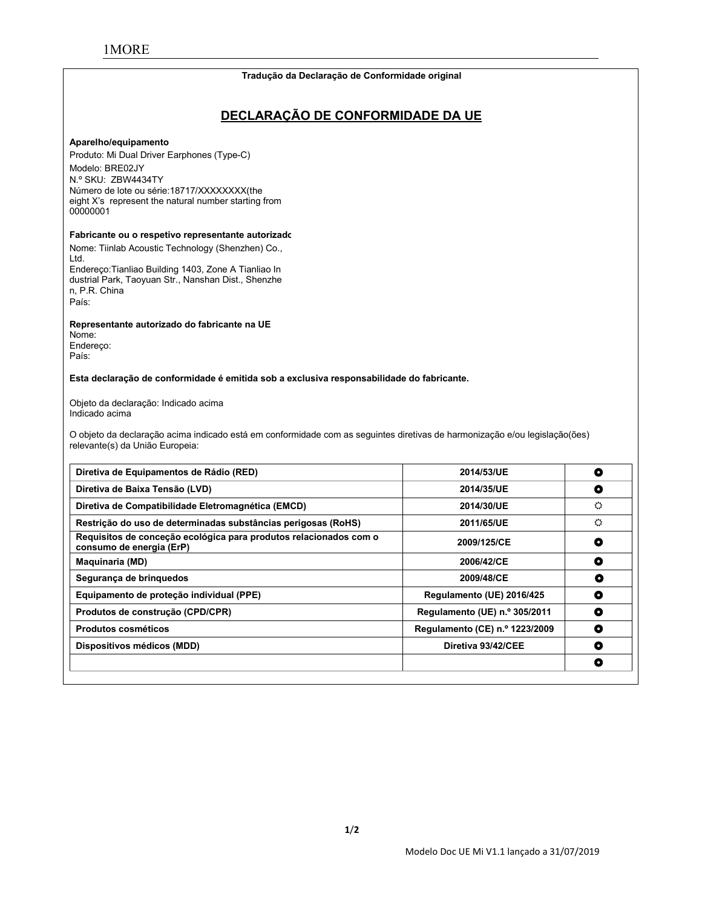1MORE

**Tradução da Declaração de Conformidade original**

## DECLARAÇÃO DE CONFORMIDADE DA UE

**Aparelho/equipamento**

Produto: Mi Dual Driver Earphones (Type-C)
Modelo: BRE02JY
N.º SKU: ZBW4434TY
Número de lote ou série:18717/XXXXXXXX(the eight X's represent the natural number starting from 00000001

**Fabricante ou o respetivo representante autorizado**

Nome: Tiinlab Acoustic Technology (Shenzhen) Co., Ltd.
Endereço:Tianliao Building 1403, Zone A Tianliao Industrial Park, Taoyuan Str., Nanshan Dist., Shenzhen, P.R. China
País:

**Representante autorizado do fabricante na UE**

Nome:
Endereço:
País:

**Esta declaração de conformidade é emitida sob a exclusiva responsabilidade do fabricante.**

Objeto da declaração: Indicado acima
Indicado acima

O objeto da declaração acima indicado está em conformidade com as seguintes diretivas de harmonização e/ou legislação(ões) relevante(s) da União Europeia:

| | | |
|---|---|---|
| **Diretiva de Equipamentos de Rádio (RED)** | **2014/53/UE** | ◘ |
| **Diretiva de Baixa Tensão (LVD)** | **2014/35/UE** | ◘ |
| **Diretiva de Compatibilidade Eletromagnética (EMCD)** | **2014/30/UE** | ☼ |
| **Restrição do uso de determinadas substâncias perigosas (RoHS)** | **2011/65/UE** | ☼ |
| **Requisitos de conceção ecológica para produtos relacionados com o consumo de energia (ErP)** | **2009/125/CE** | ◘ |
| **Maquinaria (MD)** | **2006/42/CE** | ◘ |
| **Segurança de brinquedos** | **2009/48/CE** | ◘ |
| **Equipamento de proteção individual (PPE)** | **Regulamento (UE) 2016/425** | ◘ |
| **Produtos de construção (CPD/CPR)** | **Regulamento (UE) n.º 305/2011** | ◘ |
| **Produtos cosméticos** | **Regulamento (CE) n.º 1223/2009** | ◘ |
| **Dispositivos médicos (MDD)** | **Diretiva 93/42/CEE** | ◘ |
| | | ◘ |

Modelo Doc UE Mi V1.1 lançado a 31/07/2019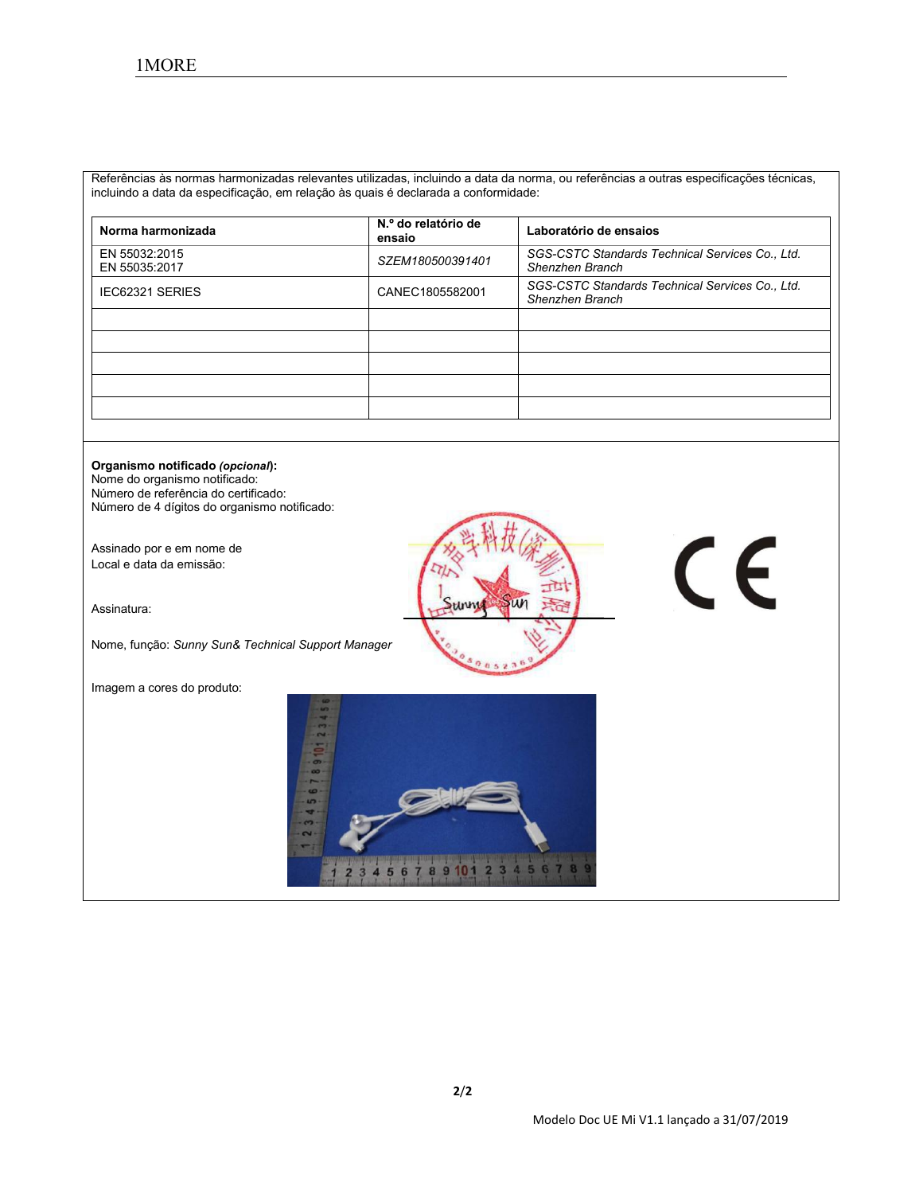Referências às normas harmonizadas relevantes utilizadas, incluindo a data da norma, ou referências a outras especificações técnicas, incluindo a data da especificação, em relação às quais é declarada a conformidade:

| Norma harmonizada | N.º do relatório de ensaio | Laboratório de ensaios |
|---|---|---|
| EN 55032:2015<br>EN 55035:2017 | *SZEM180500391401* | *SGS-CSTC Standards Technical Services Co., Ltd. Shenzhen Branch* |
| IEC62321 SERIES | CANEC1805582001 | *SGS-CSTC Standards Technical Services Co., Ltd. Shenzhen Branch* |
| | | |
| | | |
| | | |
| | | |
| | | |

**Organismo notificado *(opcional)*:**
Nome do organismo notificado:
Número de referência do certificado:
Número de 4 dígitos do organismo notificado:

Assinado por e em nome de
Local e data da emissão:

Assinatura:

Nome, função: *Sunny Sun& Technical Support Manager*

Imagem a cores do produto:

Modelo Doc UE Mi V1.1 lançado a 31/07/2019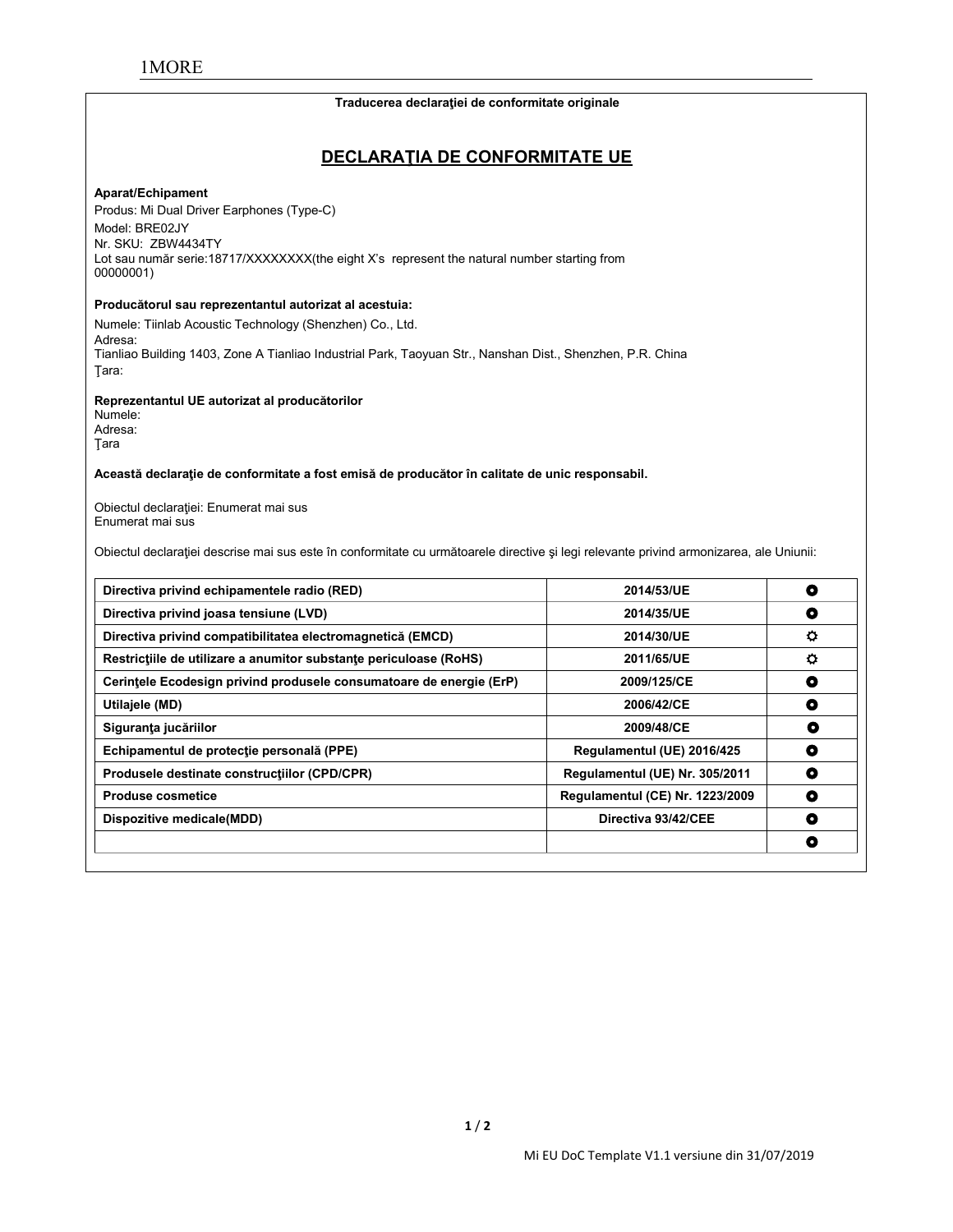1MORE

**Traducerea declaraţiei de conformitate originale**

## DECLARAŢIA DE CONFORMITATE UE

**Aparat/Echipament**

Produs: Mi Dual Driver Earphones (Type-C)
Model: BRE02JY
Nr. SKU: ZBW4434TY
Lot sau număr serie:18717/XXXXXXXX(the eight X's represent the natural number starting from 00000001)

**Producătorul sau reprezentantul autorizat al acestuia:**

Numele: Tiinlab Acoustic Technology (Shenzhen) Co., Ltd.
Adresa:
Tianliao Building 1403, Zone A Tianliao Industrial Park, Taoyuan Str., Nanshan Dist., Shenzhen, P.R. China
Ţara:

**Reprezentantul UE autorizat al producătorilor**

Numele:
Adresa:
Ţara

**Această declaraţie de conformitate a fost emisă de producător în calitate de unic responsabil.**

Obiectul declaraţiei: Enumerat mai sus
Enumerat mai sus

Obiectul declaraţiei descrise mai sus este în conformitate cu următoarele directive şi legi relevante privind armonizarea, ale Uniunii:

| | | |
|---|---|---|
| **Directiva privind echipamentele radio (RED)** | **2014/53/UE** | ● |
| **Directiva privind joasa tensiune (LVD)** | **2014/35/UE** | ● |
| **Directiva privind compatibilitatea electromagnetică (EMCD)** | **2014/30/UE** | ☼ |
| **Restricţiile de utilizare a anumitor substanţe periculoase (RoHS)** | **2011/65/UE** | ☼ |
| **Cerinţele Ecodesign privind produsele consumatoare de energie (ErP)** | **2009/125/CE** | ● |
| **Utilajele (MD)** | **2006/42/CE** | ● |
| **Siguranţa jucăriilor** | **2009/48/CE** | ● |
| **Echipamentul de protecţie personală (PPE)** | **Regulamentul (UE) 2016/425** | ● |
| **Produsele destinate construcţiilor (CPD/CPR)** | **Regulamentul (UE) Nr. 305/2011** | ● |
| **Produse cosmetice** | **Regulamentul (CE) Nr. 1223/2009** | ● |
| **Dispozitive medicale(MDD)** | **Directiva 93/42/CEE** | ● |
| | | ● |

Mi EU DoC Template V1.1 versiune din 31/07/2019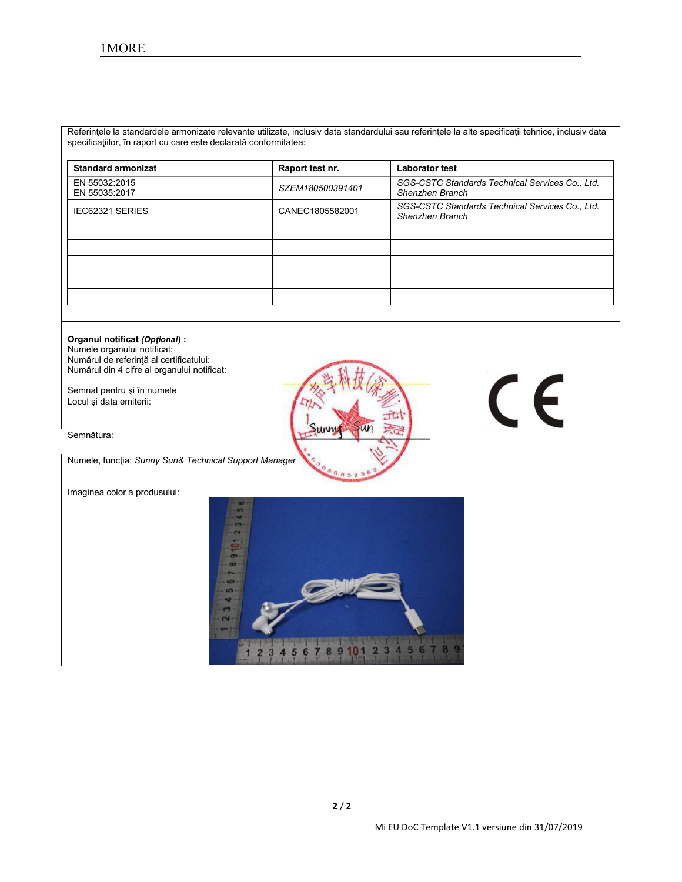Referinţele la standardele armonizate relevante utilizate, inclusiv data standardului sau referinţele la alte specificaţii tehnice, inclusiv data specificaţiilor, în raport cu care este declarată conformitatea:

| Standard armonizat | Raport test nr. | Laborator test |
|---|---|---|
| EN 55032:2015<br>EN 55035:2017 | *SZEM180500391401* | *SGS-CSTC Standards Technical Services Co., Ltd. Shenzhen Branch* |
| IEC62321 SERIES | CANEC1805582001 | *SGS-CSTC Standards Technical Services Co., Ltd. Shenzhen Branch* |
| | | |
| | | |
| | | |
| | | |
| | | |

**Organul notificat *(Opţional)* :**
Numele organului notificat:
Numărul de referinţă al certificatului:
Numărul din 4 cifre al organului notificat:

Semnat pentru şi în numele
Locul şi data emiterii:

Semnătura:

Numele, funcţia: *Sunny Sun& Technical Support Manager*

Imaginea color a produsului:

Mi EU DoC Template V1.1 versiune din 31/07/2019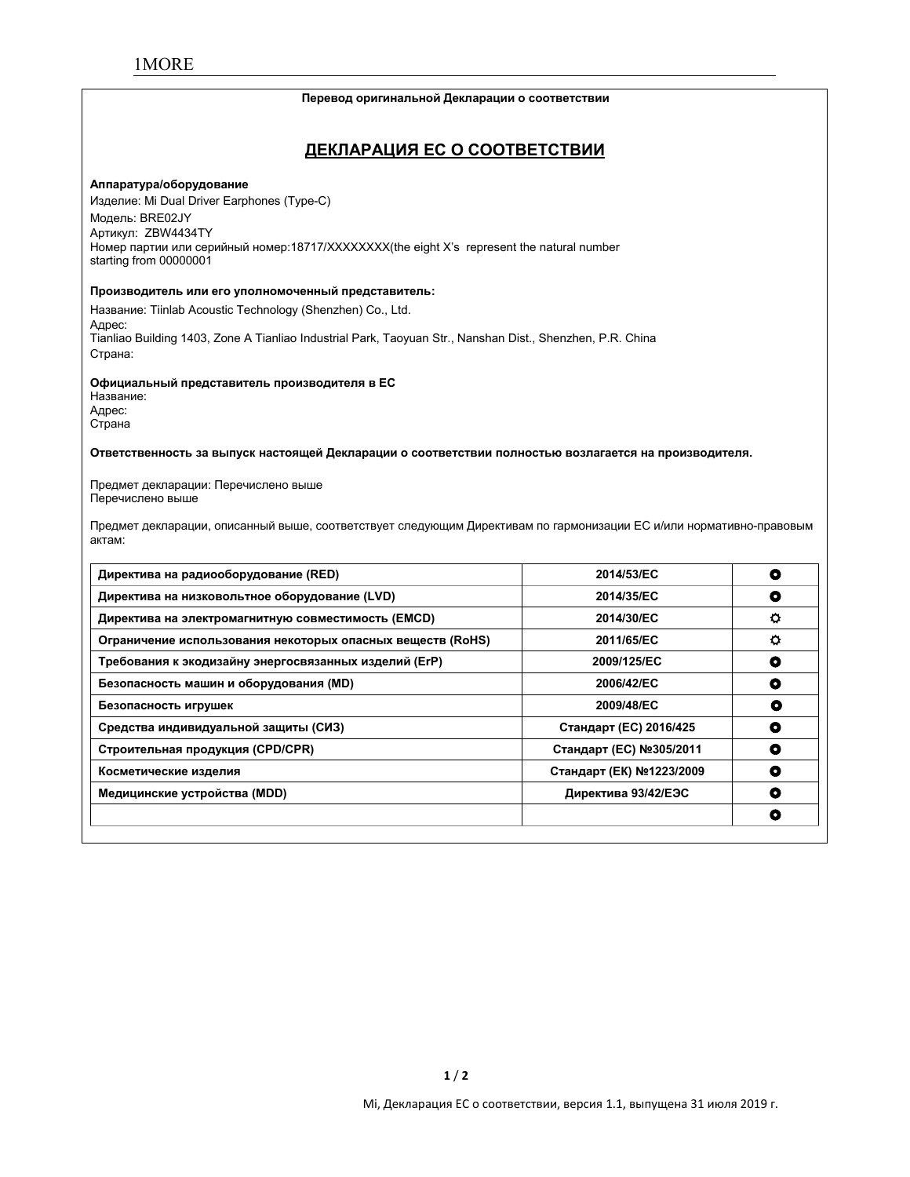**Перевод оригинальной Декларации о соответствии**

## ДЕКЛАРАЦИЯ ЕС О СООТВЕТСТВИИ

**Аппаратура/оборудование**

Изделие: Mi Dual Driver Earphones (Type-C)
Модель: BRE02JY
Артикул: ZBW4434TY
Номер партии или серийный номер:18717/XXXXXXXX(the eight X's represent the natural number starting from 00000001

**Производитель или его уполномоченный представитель:**

Название: Tiinlab Acoustic Technology (Shenzhen) Co., Ltd.
Адрес:
Tianliao Building 1403, Zone A Tianliao Industrial Park, Taoyuan Str., Nanshan Dist., Shenzhen, P.R. China
Страна:

**Официальный представитель производителя в ЕС**

Название:
Адрес:
Страна

**Ответственность за выпуск настоящей Декларации о соответствии полностью возлагается на производителя.**

Предмет декларации: Перечислено выше
Перечислено выше

Предмет декларации, описанный выше, соответствует следующим Директивам по гармонизации ЕС и/или нормативно-правовым актам:

| | | |
|---|---|---|
| **Директива на радиооборудование (RED)** | **2014/53/EC** | ⦿ |
| **Директива на низковольтное оборудование (LVD)** | **2014/35/EC** | ⦿ |
| **Директива на электромагнитную совместимость (EMCD)** | **2014/30/EC** | ☼ |
| **Ограничение использования некоторых опасных веществ (RoHS)** | **2011/65/EC** | ☼ |
| **Требования к экодизайну энергосвязанных изделий (ErP)** | **2009/125/EC** | ⦿ |
| **Безопасность машин и оборудования (MD)** | **2006/42/EC** | ⦿ |
| **Безопасность игрушек** | **2009/48/EC** | ⦿ |
| **Средства индивидуальной защиты (СИЗ)** | **Стандарт (ЕС) 2016/425** | ⦿ |
| **Строительная продукция (CPD/CPR)** | **Стандарт (ЕС) №305/2011** | ⦿ |
| **Косметические изделия** | **Стандарт (ЕК) №1223/2009** | ⦿ |
| **Медицинские устройства (MDD)** | **Директива 93/42/ЕЭС** | ⦿ |
| | | ⦿ |

Mi, Декларация ЕС о соответствии, версия 1.1, выпущена 31 июля 2019 г.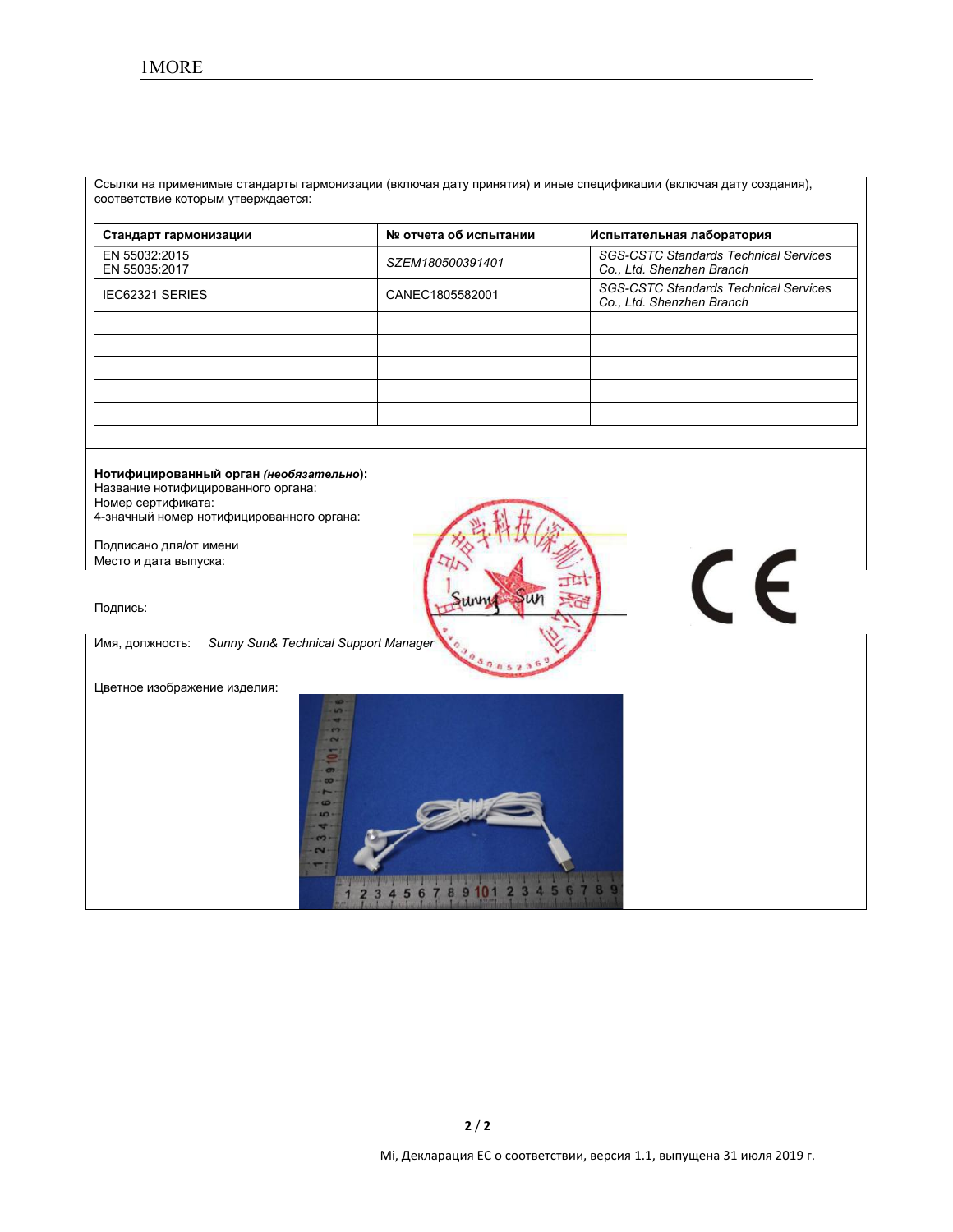Ссылки на применимые стандарты гармонизации (включая дату принятия) и иные спецификации (включая дату создания), соответствие которым утверждается:

| Стандарт гармонизации | № отчета об испытании | Испытательная лаборатория |
|---|---|---|
| EN 55032:2015<br>EN 55035:2017 | *SZEM180500391401* | *SGS-CSTC Standards Technical Services Co., Ltd. Shenzhen Branch* |
| IEC62321 SERIES | CANEC1805582001 | *SGS-CSTC Standards Technical Services Co., Ltd. Shenzhen Branch* |
| | | |
| | | |
| | | |
| | | |
| | | |

**Нотифицированный орган *(необязательно)*:**
Название нотифицированного органа:
Номер сертификата:
4-значный номер нотифицированного органа:

Подписано для/от имени
Место и дата выпуска:

Подпись:

Имя, должность: *Sunny Sun& Technical Support Manager*

Цветное изображение изделия:

Mi, Декларация ЕС о соответствии, версия 1.1, выпущена 31 июля 2019 г.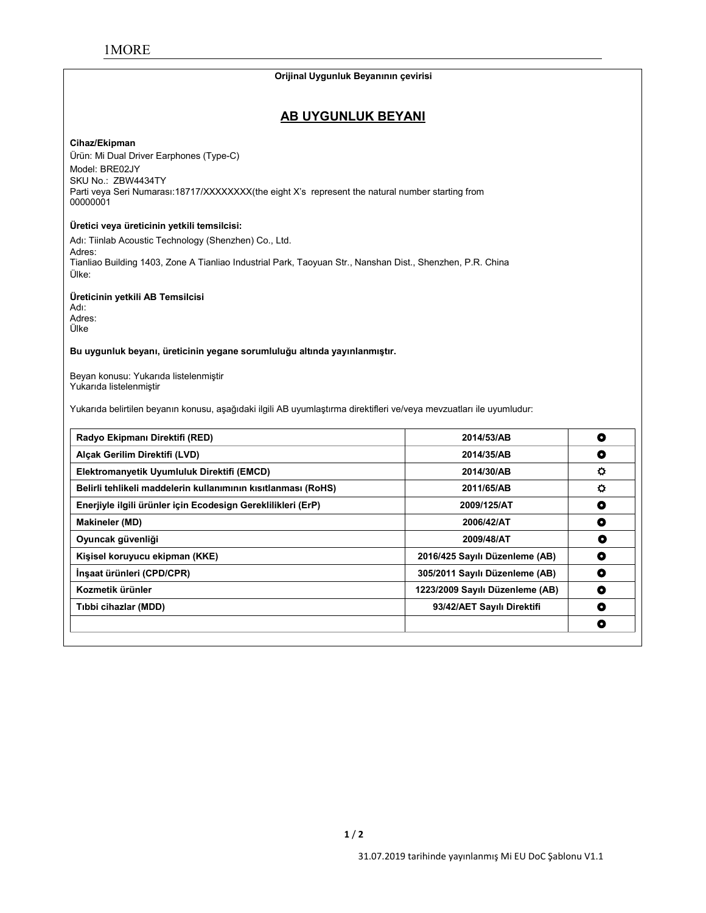1MORE

**Orijinal Uygunluk Beyanının çevirisi**

## AB UYGUNLUK BEYANI

**Cihaz/Ekipman**

Ürün: Mi Dual Driver Earphones (Type-C)
Model: BRE02JY
SKU No.: ZBW4434TY
Parti veya Seri Numarası:18717/XXXXXXXX(the eight X's represent the natural number starting from 00000001

**Üretici veya üreticinin yetkili temsilcisi:**

Adı: Tiinlab Acoustic Technology (Shenzhen) Co., Ltd.
Adres:
Tianliao Building 1403, Zone A Tianliao Industrial Park, Taoyuan Str., Nanshan Dist., Shenzhen, P.R. China
Ülke:

**Üreticinin yetkili AB Temsilcisi**

Adı:
Adres:
Ülke

**Bu uygunluk beyanı, üreticinin yegane sorumluluğu altında yayınlanmıştır.**

Beyan konusu: Yukarıda listelenmiştir
Yukarıda listelenmiştir

Yukarıda belirtilen beyanın konusu, aşağıdaki ilgili AB uyumlaştırma direktifleri ve/veya mevzuatları ile uyumludur:

| | | |
|---|---|---|
| **Radyo Ekipmanı Direktifi (RED)** | **2014/53/AB** | ◘ |
| **Alçak Gerilim Direktifi (LVD)** | **2014/35/AB** | ◘ |
| **Elektromanyetik Uyumluluk Direktifi (EMCD)** | **2014/30/AB** | ☼ |
| **Belirli tehlikeli maddelerin kullanımının kısıtlanması (RoHS)** | **2011/65/AB** | ☼ |
| **Enerjiyle ilgili ürünler için Ecodesign Gereklilikleri (ErP)** | **2009/125/AT** | ◘ |
| **Makineler (MD)** | **2006/42/AT** | ◘ |
| **Oyuncak güvenliği** | **2009/48/AT** | ◘ |
| **Kişisel koruyucu ekipman (KKE)** | **2016/425 Sayılı Düzenleme (AB)** | ◘ |
| **İnşaat ürünleri (CPD/CPR)** | **305/2011 Sayılı Düzenleme (AB)** | ◘ |
| **Kozmetik ürünler** | **1223/2009 Sayılı Düzenleme (AB)** | ◘ |
| **Tıbbi cihazlar (MDD)** | **93/42/AET Sayılı Direktifi** | ◘ |
| | | ◘ |

31.07.2019 tarihinde yayınlanmış Mi EU DoC Şablonu V1.1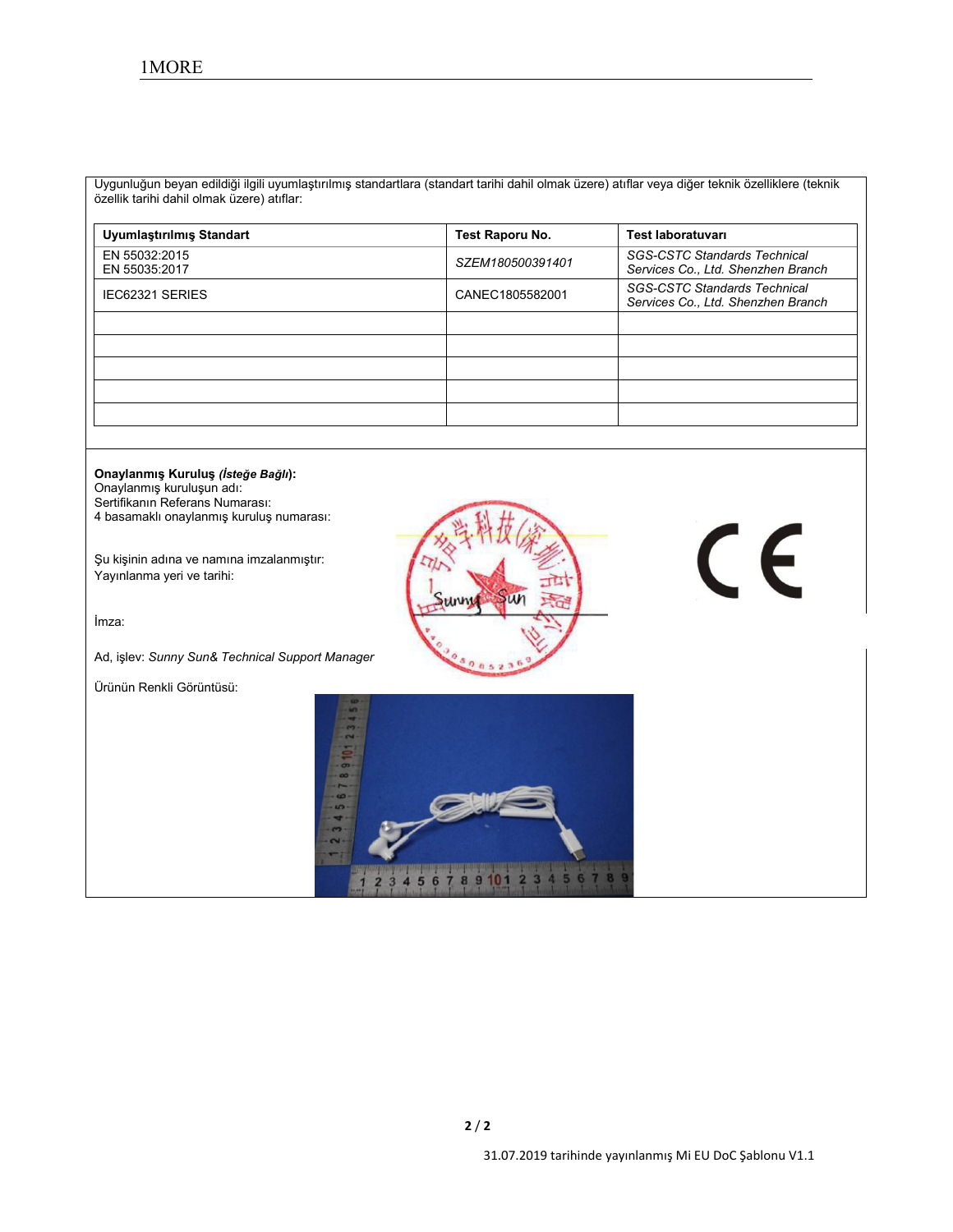Uygunluğun beyan edildiği ilgili uyumlaştırılmış standartlara (standart tarihi dahil olmak üzere) atıflar veya diğer teknik özelliklere (teknik özellik tarihi dahil olmak üzere) atıflar:

| Uyumlaştırılmış Standart | Test Raporu No. | Test laboratuvarı |
|---|---|---|
| EN 55032:2015<br>EN 55035:2017 | *SZEM180500391401* | *SGS-CSTC Standards Technical Services Co., Ltd. Shenzhen Branch* |
| IEC62321 SERIES | CANEC1805582001 | *SGS-CSTC Standards Technical Services Co., Ltd. Shenzhen Branch* |
| | | |
| | | |
| | | |
| | | |
| | | |

**Onaylanmış Kuruluş *(İsteğe Bağlı)*:**
Onaylanmış kuruluşun adı:
Sertifikanın Referans Numarası:
4 basamaklı onaylanmış kuruluş numarası:

Şu kişinin adına ve namına imzalanmıştır:
Yayınlanma yeri ve tarihi:

İmza:

Ad, işlev: *Sunny Sun& Technical Support Manager*

Ürünün Renkli Görüntüsü:

31.07.2019 tarihinde yayınlanmış Mi EU DoC Şablonu V1.1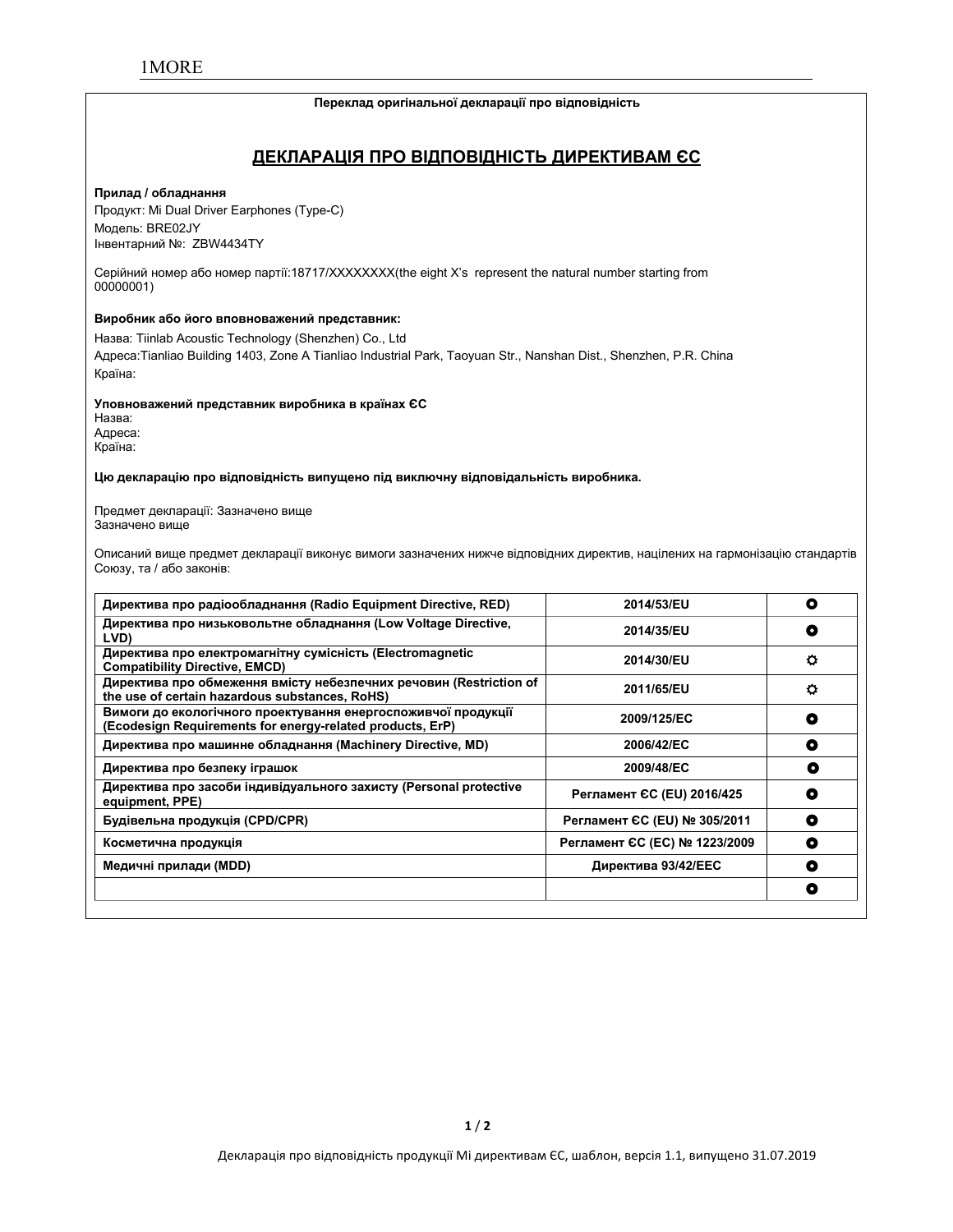1MORE

**Переклад оригінальної декларації про відповідність**

## ДЕКЛАРАЦІЯ ПРО ВІДПОВІДНІСТЬ ДИРЕКТИВАМ ЄС

**Прилад / обладнання**

Продукт: Mi Dual Driver Earphones (Type-C)
Модель: BRE02JY
Інвентарний №: ZBW4434TY

Серійний номер або номер партії:18717/XXXXXXXX(the eight X's represent the natural number starting from 00000001)

**Виробник або його вповноважений представник:**

Назва: Tiinlab Acoustic Technology (Shenzhen) Co., Ltd
Адреса:Tianliao Building 1403, Zone A Tianliao Industrial Park, Taoyuan Str., Nanshan Dist., Shenzhen, P.R. China
Країна:

**Уповноважений представник виробника в країнах ЄС**

Назва:
Адреса:
Країна:

**Цю декларацію про відповідність випущено під виключну відповідальність виробника.**

Предмет декларації: Зазначено вище
Зазначено вище

Описаний вище предмет декларації виконує вимоги зазначених нижче відповідних директив, націлених на гармонізацію стандартів Союзу, та / або законів:

| | | |
|---|---|---|
| **Директива про радіообладнання (Radio Equipment Directive, RED)** | **2014/53/EU** | ⭘ |
| **Директива про низьковольтне обладнання (Low Voltage Directive, LVD)** | **2014/35/EU** | ⭘ |
| **Директива про електромагнітну сумісність (Electromagnetic Compatibility Directive, EMCD)** | **2014/30/EU** | ☼ |
| **Директива про обмеження вмісту небезпечних речовин (Restriction of the use of certain hazardous substances, RoHS)** | **2011/65/EU** | ☼ |
| **Вимоги до екологічного проектування енергоспоживчої продукції (Ecodesign Requirements for energy-related products, ErP)** | **2009/125/EC** | ⭘ |
| **Директива про машинне обладнання (Machinery Directive, MD)** | **2006/42/EC** | ⭘ |
| **Директива про безпеку іграшок** | **2009/48/EC** | ⭘ |
| **Директива про засоби індивідуального захисту (Personal protective equipment, PPE)** | **Регламент ЄС (EU) 2016/425** | ⭘ |
| **Будівельна продукція (CPD/CPR)** | **Регламент ЄС (EU) № 305/2011** | ⭘ |
| **Косметична продукція** | **Регламент ЄС (EC) № 1223/2009** | ⭘ |
| **Медичні прилади (MDD)** | **Директива 93/42/EEC** | ⭘ |
| | | ⭘ |

Декларація про відповідність продукції Mi директивам ЄС, шаблон, версія 1.1, випущено 31.07.2019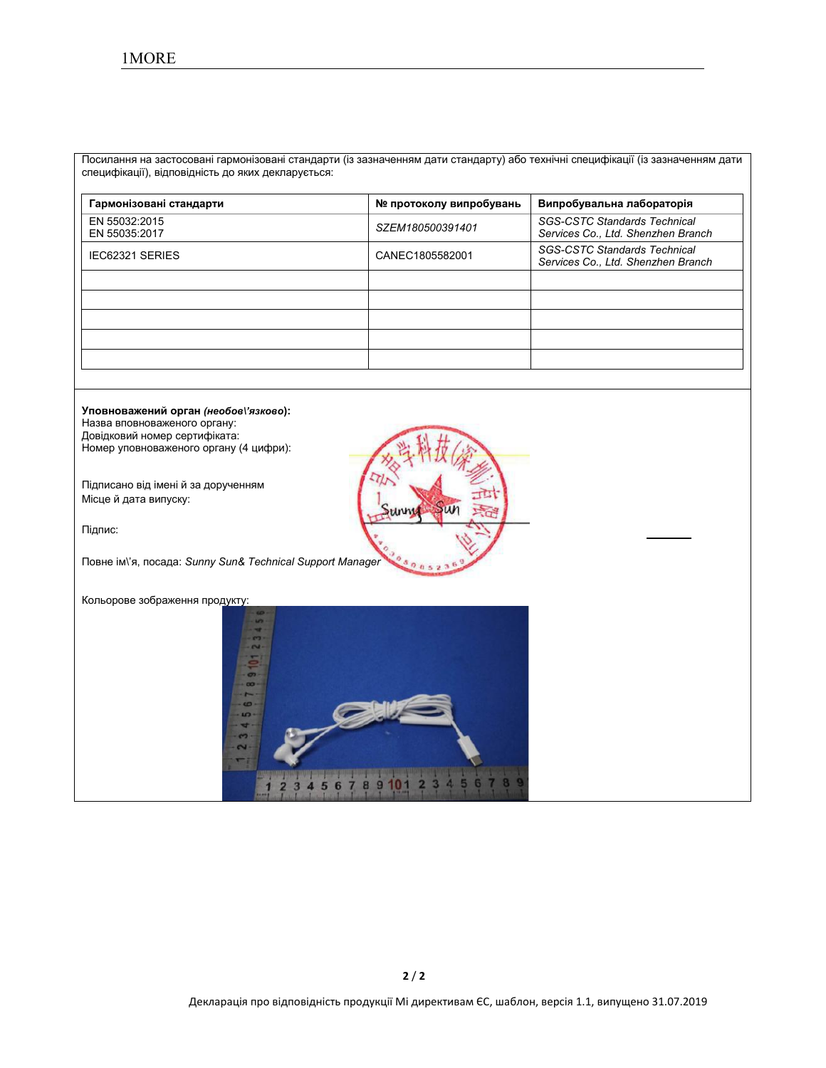Посилання на застосовані гармонізовані стандарти (із зазначенням дати стандарту) або технічні специфікації (із зазначенням дати специфікації), відповідність до яких декларується:

| Гармонізовані стандарти | № протоколу випробувань | Випробувальна лабораторія |
|---|---|---|
| EN 55032:2015<br>EN 55035:2017 | *SZEM180500391401* | *SGS-CSTC Standards Technical Services Co., Ltd. Shenzhen Branch* |
| IEC62321 SERIES | CANEC1805582001 | *SGS-CSTC Standards Technical Services Co., Ltd. Shenzhen Branch* |
| | | |
| | | |
| | | |
| | | |
| | | |

**Уповноважений орган** ***(необов\'язково)*****:**
Назва вповноваженого органу:
Довідковий номер сертифіката:
Номер уповноваженого органу (4 цифри):

Підписано від імені й за дорученням
Місце й дата випуску:

Підпис:

Повне ім\'я, посада: *Sunny Sun& Technical Support Manager*

Кольорове зображення продукту:

Декларація про відповідність продукції Mi директивам ЄС, шаблон, версія 1.1, випущено 31.07.2019